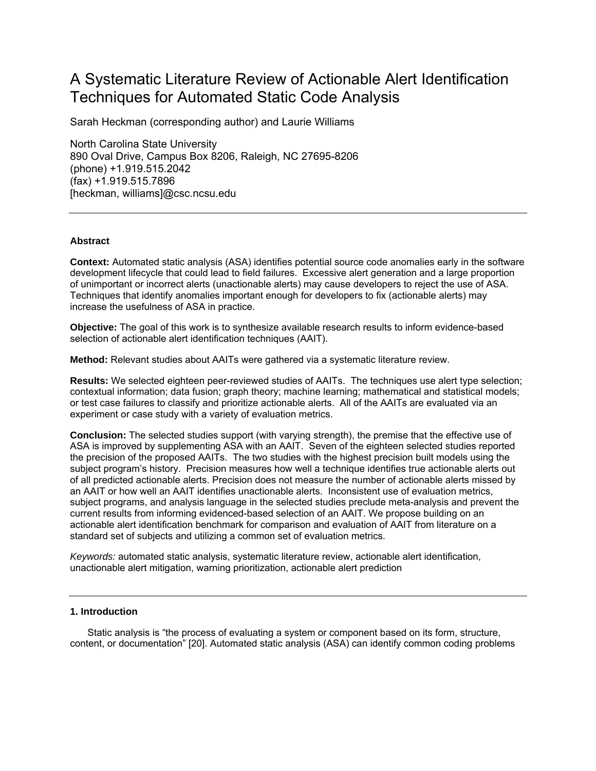# A Systematic Literature Review of Actionable Alert Identification Techniques for Automated Static Code Analysis

Sarah Heckman (corresponding author) and Laurie Williams

North Carolina State University
890 Oval Drive, Campus Box 8206, Raleigh, NC 27695-8206
(phone) +1.919.515.2042
(fax) +1.919.515.7896
[heckman, williams]@csc.ncsu.edu

---

### Abstract

**Context:** Automated static analysis (ASA) identifies potential source code anomalies early in the software development lifecycle that could lead to field failures. Excessive alert generation and a large proportion of unimportant or incorrect alerts (unactionable alerts) may cause developers to reject the use of ASA. Techniques that identify anomalies important enough for developers to fix (actionable alerts) may increase the usefulness of ASA in practice.

**Objective:** The goal of this work is to synthesize available research results to inform evidence-based selection of actionable alert identification techniques (AAIT).

**Method:** Relevant studies about AAITs were gathered via a systematic literature review.

**Results:** We selected eighteen peer-reviewed studies of AAITs. The techniques use alert type selection; contextual information; data fusion; graph theory; machine learning; mathematical and statistical models; or test case failures to classify and prioritize actionable alerts. All of the AAITs are evaluated via an experiment or case study with a variety of evaluation metrics.

**Conclusion:** The selected studies support (with varying strength), the premise that the effective use of ASA is improved by supplementing ASA with an AAIT. Seven of the eighteen selected studies reported the precision of the proposed AAITs. The two studies with the highest precision built models using the subject program's history. Precision measures how well a technique identifies true actionable alerts out of all predicted actionable alerts. Precision does not measure the number of actionable alerts missed by an AAIT or how well an AAIT identifies unactionable alerts. Inconsistent use of evaluation metrics, subject programs, and analysis language in the selected studies preclude meta-analysis and prevent the current results from informing evidenced-based selection of an AAIT. We propose building on an actionable alert identification benchmark for comparison and evaluation of AAIT from literature on a standard set of subjects and utilizing a common set of evaluation metrics.

*Keywords:* automated static analysis, systematic literature review, actionable alert identification, unactionable alert mitigation, warning prioritization, actionable alert prediction

---

### 1. Introduction

Static analysis is "the process of evaluating a system or component based on its form, structure, content, or documentation" [20]. Automated static analysis (ASA) can identify common coding problems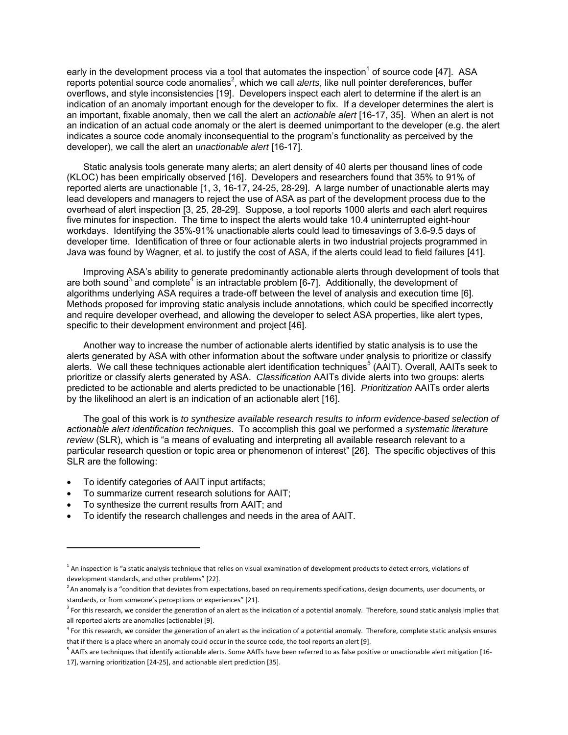early in the development process via a tool that automates the inspection[1] of source code [47]. ASA reports potential source code anomalies[2], which we call *alerts*, like null pointer dereferences, buffer overflows, and style inconsistencies [19]. Developers inspect each alert to determine if the alert is an indication of an anomaly important enough for the developer to fix. If a developer determines the alert is an important, fixable anomaly, then we call the alert an *actionable alert* [16-17, 35]. When an alert is not an indication of an actual code anomaly or the alert is deemed unimportant to the developer (e.g. the alert indicates a source code anomaly inconsequential to the program's functionality as perceived by the developer), we call the alert an *unactionable alert* [16-17].

Static analysis tools generate many alerts; an alert density of 40 alerts per thousand lines of code (KLOC) has been empirically observed [16]. Developers and researchers found that 35% to 91% of reported alerts are unactionable [1, 3, 16-17, 24-25, 28-29]. A large number of unactionable alerts may lead developers and managers to reject the use of ASA as part of the development process due to the overhead of alert inspection [3, 25, 28-29]. Suppose, a tool reports 1000 alerts and each alert requires five minutes for inspection. The time to inspect the alerts would take 10.4 uninterrupted eight-hour workdays. Identifying the 35%-91% unactionable alerts could lead to timesavings of 3.6-9.5 days of developer time. Identification of three or four actionable alerts in two industrial projects programmed in Java was found by Wagner, et al. to justify the cost of ASA, if the alerts could lead to field failures [41].

Improving ASA's ability to generate predominantly actionable alerts through development of tools that are both sound[3] and complete[4] is an intractable problem [6-7]. Additionally, the development of algorithms underlying ASA requires a trade-off between the level of analysis and execution time [6]. Methods proposed for improving static analysis include annotations, which could be specified incorrectly and require developer overhead, and allowing the developer to select ASA properties, like alert types, specific to their development environment and project [46].

Another way to increase the number of actionable alerts identified by static analysis is to use the alerts generated by ASA with other information about the software under analysis to prioritize or classify alerts. We call these techniques actionable alert identification techniques[5] (AAIT). Overall, AAITs seek to prioritize or classify alerts generated by ASA. *Classification* AAITs divide alerts into two groups: alerts predicted to be actionable and alerts predicted to be unactionable [16]. *Prioritization* AAITs order alerts by the likelihood an alert is an indication of an actionable alert [16].

The goal of this work is *to synthesize available research results to inform evidence-based selection of actionable alert identification techniques*. To accomplish this goal we performed a *systematic literature review* (SLR), which is "a means of evaluating and interpreting all available research relevant to a particular research question or topic area or phenomenon of interest" [26]. The specific objectives of this SLR are the following:

- To identify categories of AAIT input artifacts;
- To summarize current research solutions for AAIT;
- To synthesize the current results from AAIT; and
- To identify the research challenges and needs in the area of AAIT.

---

[1] An inspection is "a static analysis technique that relies on visual examination of development products to detect errors, violations of development standards, and other problems" [22].

[2] An anomaly is a "condition that deviates from expectations, based on requirements specifications, design documents, user documents, or standards, or from someone's perceptions or experiences" [21].

[3] For this research, we consider the generation of an alert as the indication of a potential anomaly. Therefore, sound static analysis implies that all reported alerts are anomalies (actionable) [9].

[4] For this research, we consider the generation of an alert as the indication of a potential anomaly. Therefore, complete static analysis ensures that if there is a place where an anomaly could occur in the source code, the tool reports an alert [9].

[5] AAITs are techniques that identify actionable alerts. Some AAITs have been referred to as false positive or unactionable alert mitigation [16-17], warning prioritization [24-25], and actionable alert prediction [35].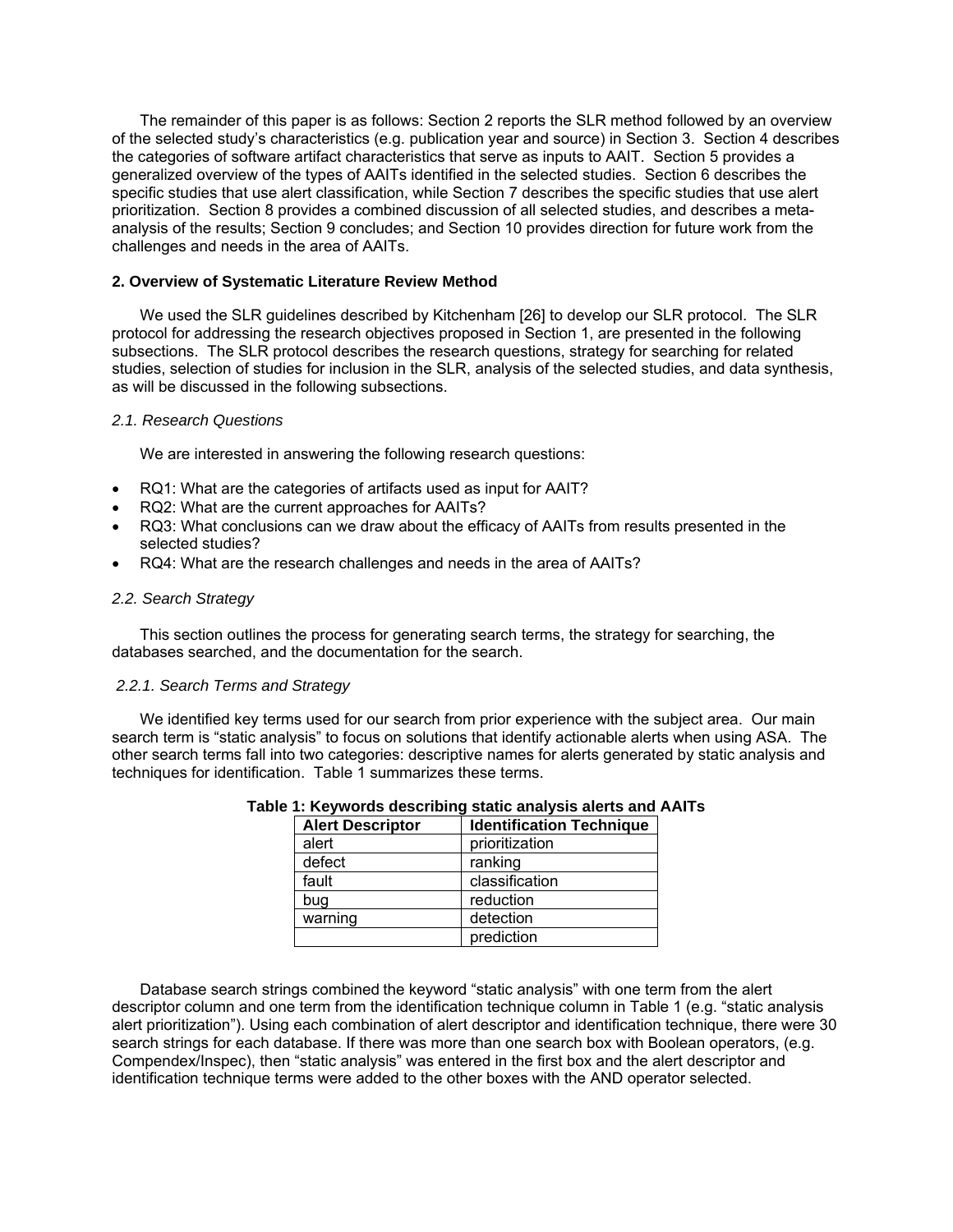The remainder of this paper is as follows: Section 2 reports the SLR method followed by an overview of the selected study's characteristics (e.g. publication year and source) in Section 3. Section 4 describes the categories of software artifact characteristics that serve as inputs to AAIT. Section 5 provides a generalized overview of the types of AAITs identified in the selected studies. Section 6 describes the specific studies that use alert classification, while Section 7 describes the specific studies that use alert prioritization. Section 8 provides a combined discussion of all selected studies, and describes a meta-analysis of the results; Section 9 concludes; and Section 10 provides direction for future work from the challenges and needs in the area of AAITs.

## 2. Overview of Systematic Literature Review Method

We used the SLR guidelines described by Kitchenham [26] to develop our SLR protocol. The SLR protocol for addressing the research objectives proposed in Section 1, are presented in the following subsections. The SLR protocol describes the research questions, strategy for searching for related studies, selection of studies for inclusion in the SLR, analysis of the selected studies, and data synthesis, as will be discussed in the following subsections.

### *2.1. Research Questions*

We are interested in answering the following research questions:

- RQ1: What are the categories of artifacts used as input for AAIT?
- RQ2: What are the current approaches for AAITs?
- RQ3: What conclusions can we draw about the efficacy of AAITs from results presented in the selected studies?
- RQ4: What are the research challenges and needs in the area of AAITs?

### *2.2. Search Strategy*

This section outlines the process for generating search terms, the strategy for searching, the databases searched, and the documentation for the search.

#### *2.2.1. Search Terms and Strategy*

We identified key terms used for our search from prior experience with the subject area. Our main search term is "static analysis" to focus on solutions that identify actionable alerts when using ASA. The other search terms fall into two categories: descriptive names for alerts generated by static analysis and techniques for identification. Table 1 summarizes these terms.

**Table 1: Keywords describing static analysis alerts and AAITs**

| Alert Descriptor | Identification Technique |
|---|---|
| alert | prioritization |
| defect | ranking |
| fault | classification |
| bug | reduction |
| warning | detection |
| | prediction |

Database search strings combined the keyword "static analysis" with one term from the alert descriptor column and one term from the identification technique column in Table 1 (e.g. "static analysis alert prioritization"). Using each combination of alert descriptor and identification technique, there were 30 search strings for each database. If there was more than one search box with Boolean operators, (e.g. Compendex/Inspec), then "static analysis" was entered in the first box and the alert descriptor and identification technique terms were added to the other boxes with the AND operator selected.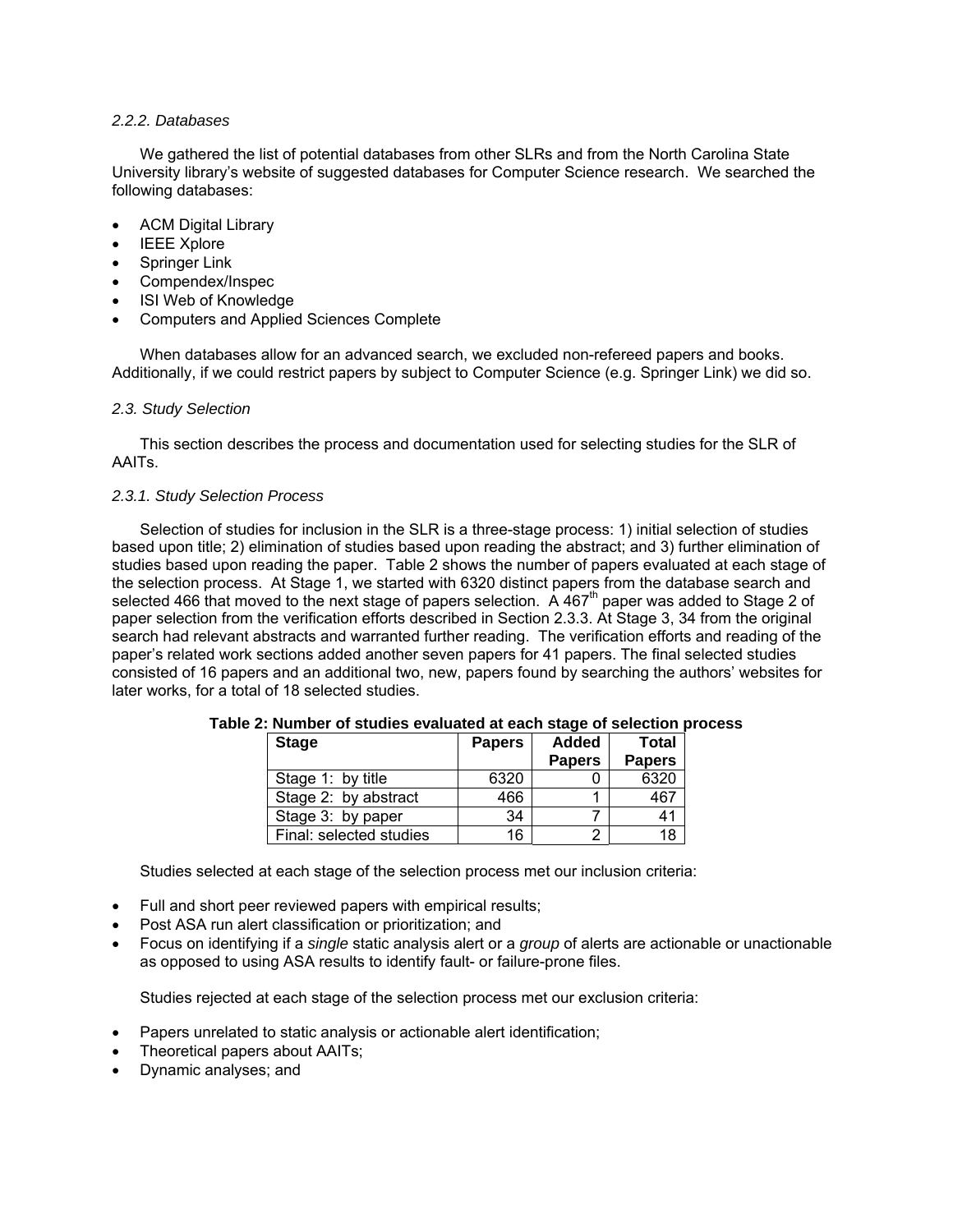*2.2.2. Databases*

We gathered the list of potential databases from other SLRs and from the North Carolina State University library's website of suggested databases for Computer Science research. We searched the following databases:

- ACM Digital Library
- IEEE Xplore
- Springer Link
- Compendex/Inspec
- ISI Web of Knowledge
- Computers and Applied Sciences Complete

When databases allow for an advanced search, we excluded non-refereed papers and books. Additionally, if we could restrict papers by subject to Computer Science (e.g. Springer Link) we did so.

*2.3. Study Selection*

This section describes the process and documentation used for selecting studies for the SLR of AAITs.

*2.3.1. Study Selection Process*

Selection of studies for inclusion in the SLR is a three-stage process: 1) initial selection of studies based upon title; 2) elimination of studies based upon reading the abstract; and 3) further elimination of studies based upon reading the paper. Table 2 shows the number of papers evaluated at each stage of the selection process. At Stage 1, we started with 6320 distinct papers from the database search and selected 466 that moved to the next stage of papers selection. A 467th paper was added to Stage 2 of paper selection from the verification efforts described in Section 2.3.3. At Stage 3, 34 from the original search had relevant abstracts and warranted further reading. The verification efforts and reading of the paper's related work sections added another seven papers for 41 papers. The final selected studies consisted of 16 papers and an additional two, new, papers found by searching the authors' websites for later works, for a total of 18 selected studies.

**Table 2: Number of studies evaluated at each stage of selection process**

| Stage | Papers | Added Papers | Total Papers |
|---|---|---|---|
| Stage 1: by title | 6320 | 0 | 6320 |
| Stage 2: by abstract | 466 | 1 | 467 |
| Stage 3: by paper | 34 | 7 | 41 |
| Final: selected studies | 16 | 2 | 18 |

Studies selected at each stage of the selection process met our inclusion criteria:

- Full and short peer reviewed papers with empirical results;
- Post ASA run alert classification or prioritization; and
- Focus on identifying if a *single* static analysis alert or a *group* of alerts are actionable or unactionable as opposed to using ASA results to identify fault- or failure-prone files.

Studies rejected at each stage of the selection process met our exclusion criteria:

- Papers unrelated to static analysis or actionable alert identification;
- Theoretical papers about AAITs;
- Dynamic analyses; and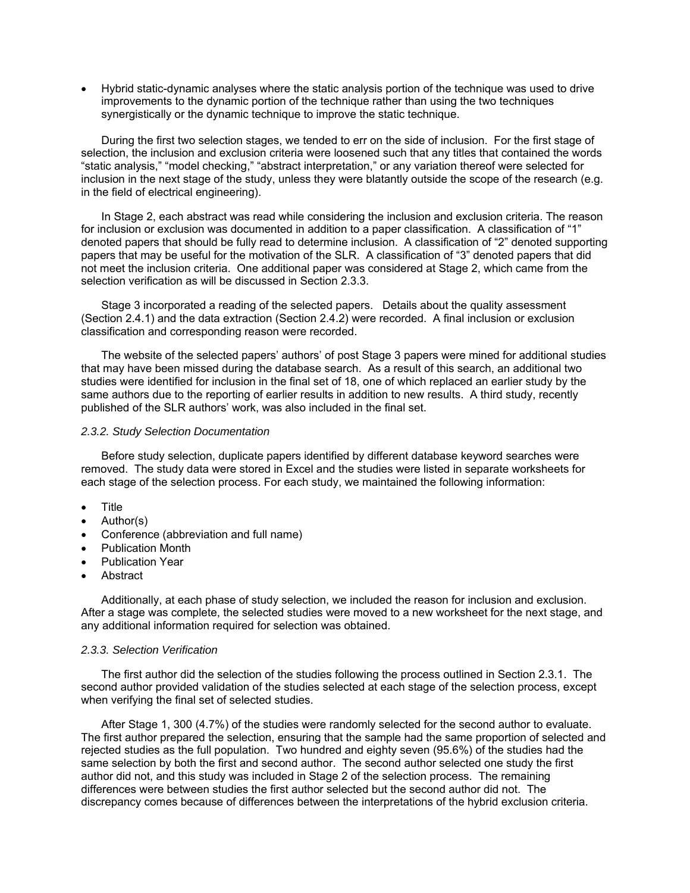- Hybrid static-dynamic analyses where the static analysis portion of the technique was used to drive improvements to the dynamic portion of the technique rather than using the two techniques synergistically or the dynamic technique to improve the static technique.

During the first two selection stages, we tended to err on the side of inclusion. For the first stage of selection, the inclusion and exclusion criteria were loosened such that any titles that contained the words "static analysis," "model checking," "abstract interpretation," or any variation thereof were selected for inclusion in the next stage of the study, unless they were blatantly outside the scope of the research (e.g. in the field of electrical engineering).

In Stage 2, each abstract was read while considering the inclusion and exclusion criteria. The reason for inclusion or exclusion was documented in addition to a paper classification. A classification of "1" denoted papers that should be fully read to determine inclusion. A classification of "2" denoted supporting papers that may be useful for the motivation of the SLR. A classification of "3" denoted papers that did not meet the inclusion criteria. One additional paper was considered at Stage 2, which came from the selection verification as will be discussed in Section 2.3.3.

Stage 3 incorporated a reading of the selected papers. Details about the quality assessment (Section 2.4.1) and the data extraction (Section 2.4.2) were recorded. A final inclusion or exclusion classification and corresponding reason were recorded.

The website of the selected papers' authors' of post Stage 3 papers were mined for additional studies that may have been missed during the database search. As a result of this search, an additional two studies were identified for inclusion in the final set of 18, one of which replaced an earlier study by the same authors due to the reporting of earlier results in addition to new results. A third study, recently published of the SLR authors' work, was also included in the final set.

### *2.3.2. Study Selection Documentation*

Before study selection, duplicate papers identified by different database keyword searches were removed. The study data were stored in Excel and the studies were listed in separate worksheets for each stage of the selection process. For each study, we maintained the following information:

- Title
- Author(s)
- Conference (abbreviation and full name)
- Publication Month
- Publication Year
- Abstract

Additionally, at each phase of study selection, we included the reason for inclusion and exclusion. After a stage was complete, the selected studies were moved to a new worksheet for the next stage, and any additional information required for selection was obtained.

### *2.3.3. Selection Verification*

The first author did the selection of the studies following the process outlined in Section 2.3.1. The second author provided validation of the studies selected at each stage of the selection process, except when verifying the final set of selected studies.

After Stage 1, 300 (4.7%) of the studies were randomly selected for the second author to evaluate. The first author prepared the selection, ensuring that the sample had the same proportion of selected and rejected studies as the full population. Two hundred and eighty seven (95.6%) of the studies had the same selection by both the first and second author. The second author selected one study the first author did not, and this study was included in Stage 2 of the selection process. The remaining differences were between studies the first author selected but the second author did not. The discrepancy comes because of differences between the interpretations of the hybrid exclusion criteria.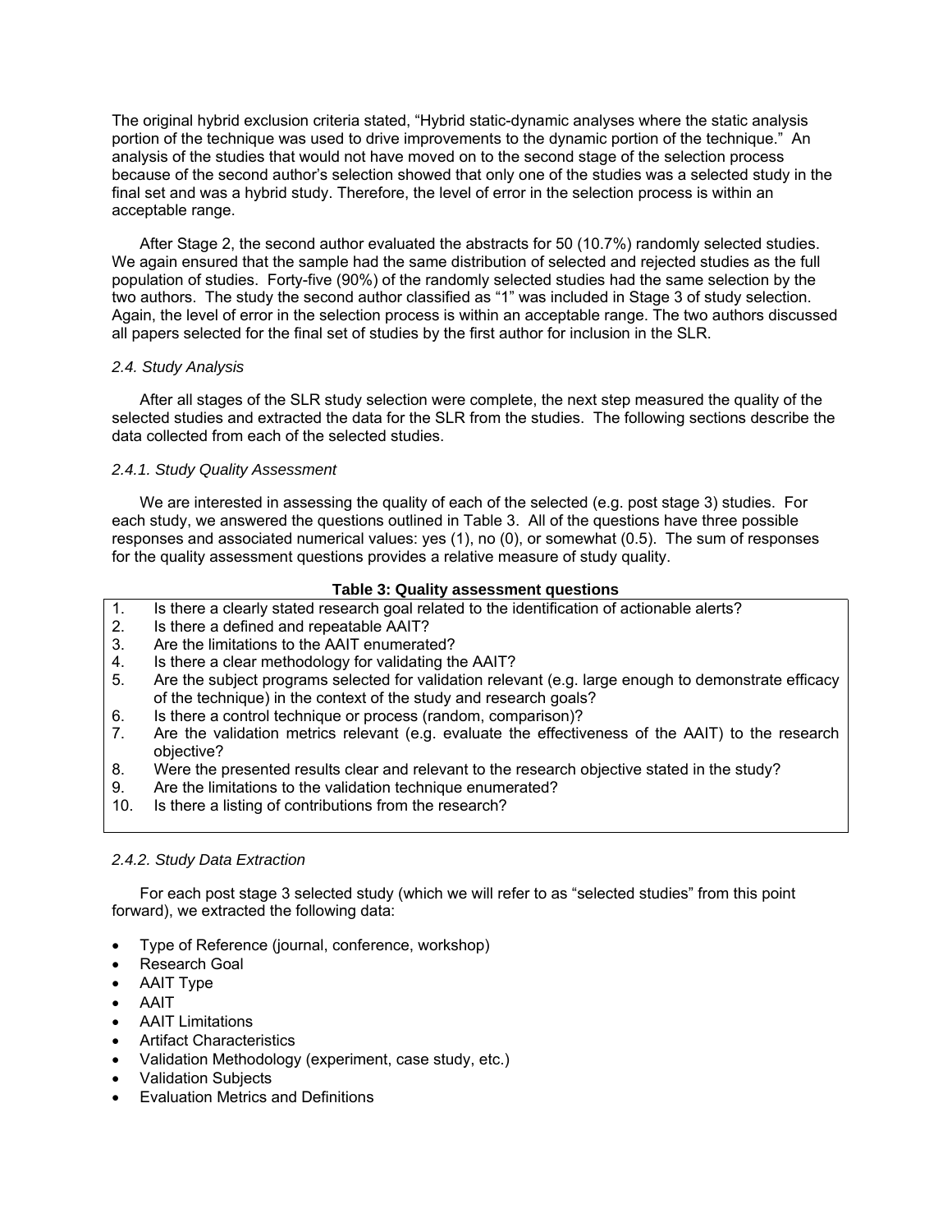The original hybrid exclusion criteria stated, "Hybrid static-dynamic analyses where the static analysis portion of the technique was used to drive improvements to the dynamic portion of the technique." An analysis of the studies that would not have moved on to the second stage of the selection process because of the second author's selection showed that only one of the studies was a selected study in the final set and was a hybrid study. Therefore, the level of error in the selection process is within an acceptable range.

After Stage 2, the second author evaluated the abstracts for 50 (10.7%) randomly selected studies. We again ensured that the sample had the same distribution of selected and rejected studies as the full population of studies. Forty-five (90%) of the randomly selected studies had the same selection by the two authors. The study the second author classified as "1" was included in Stage 3 of study selection. Again, the level of error in the selection process is within an acceptable range. The two authors discussed all papers selected for the final set of studies by the first author for inclusion in the SLR.

### *2.4. Study Analysis*

After all stages of the SLR study selection were complete, the next step measured the quality of the selected studies and extracted the data for the SLR from the studies. The following sections describe the data collected from each of the selected studies.

#### *2.4.1. Study Quality Assessment*

We are interested in assessing the quality of each of the selected (e.g. post stage 3) studies. For each study, we answered the questions outlined in Table 3. All of the questions have three possible responses and associated numerical values: yes (1), no (0), or somewhat (0.5). The sum of responses for the quality assessment questions provides a relative measure of study quality.

**Table 3: Quality assessment questions**

1. Is there a clearly stated research goal related to the identification of actionable alerts?
2. Is there a defined and repeatable AAIT?
3. Are the limitations to the AAIT enumerated?
4. Is there a clear methodology for validating the AAIT?
5. Are the subject programs selected for validation relevant (e.g. large enough to demonstrate efficacy of the technique) in the context of the study and research goals?
6. Is there a control technique or process (random, comparison)?
7. Are the validation metrics relevant (e.g. evaluate the effectiveness of the AAIT) to the research objective?
8. Were the presented results clear and relevant to the research objective stated in the study?
9. Are the limitations to the validation technique enumerated?
10. Is there a listing of contributions from the research?

#### *2.4.2. Study Data Extraction*

For each post stage 3 selected study (which we will refer to as "selected studies" from this point forward), we extracted the following data:

- Type of Reference (journal, conference, workshop)
- Research Goal
- AAIT Type
- AAIT
- AAIT Limitations
- Artifact Characteristics
- Validation Methodology (experiment, case study, etc.)
- Validation Subjects
- Evaluation Metrics and Definitions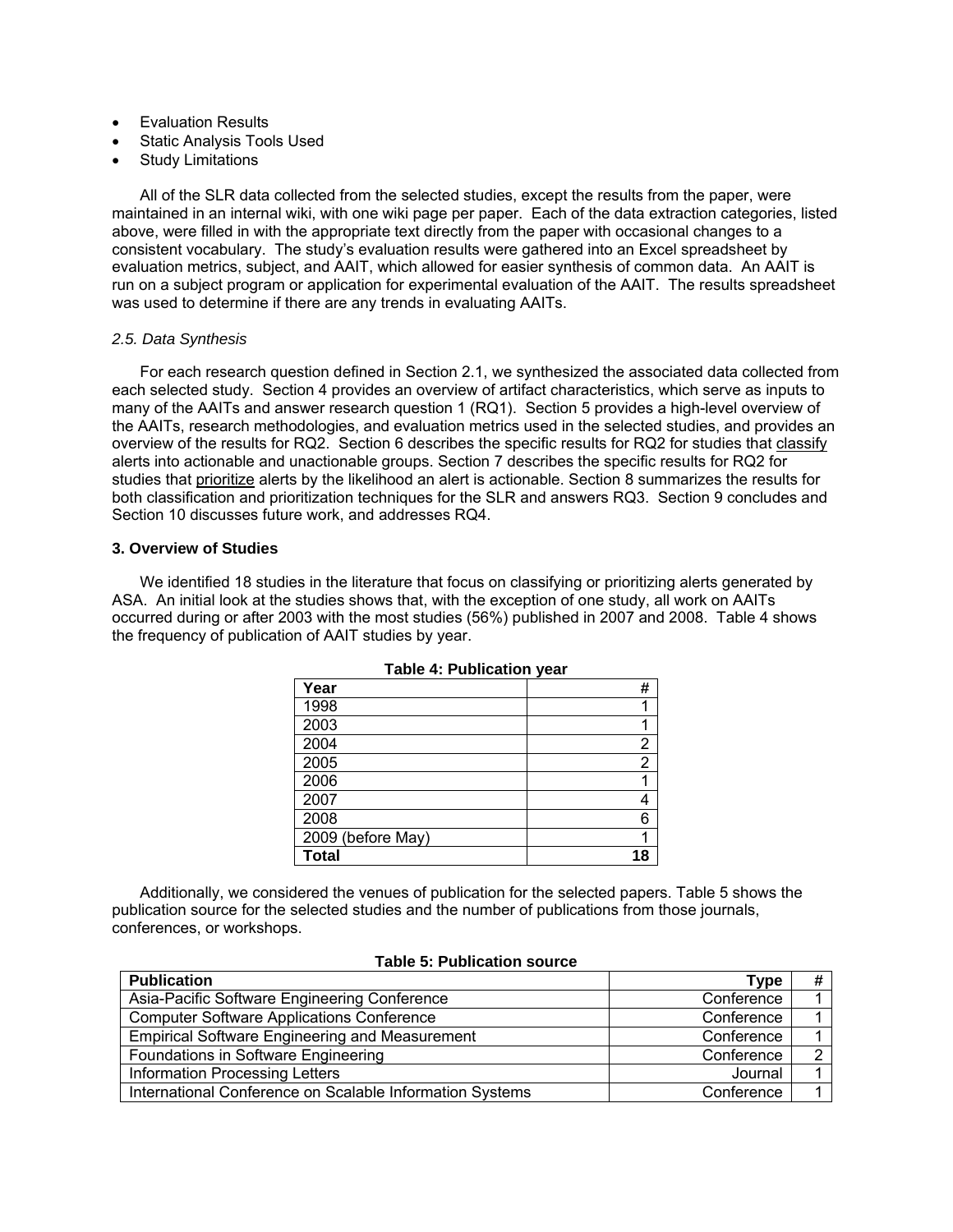- Evaluation Results
- Static Analysis Tools Used
- Study Limitations

All of the SLR data collected from the selected studies, except the results from the paper, were maintained in an internal wiki, with one wiki page per paper. Each of the data extraction categories, listed above, were filled in with the appropriate text directly from the paper with occasional changes to a consistent vocabulary. The study's evaluation results were gathered into an Excel spreadsheet by evaluation metrics, subject, and AAIT, which allowed for easier synthesis of common data. An AAIT is run on a subject program or application for experimental evaluation of the AAIT. The results spreadsheet was used to determine if there are any trends in evaluating AAITs.

### *2.5. Data Synthesis*

For each research question defined in Section 2.1, we synthesized the associated data collected from each selected study. Section 4 provides an overview of artifact characteristics, which serve as inputs to many of the AAITs and answer research question 1 (RQ1). Section 5 provides a high-level overview of the AAITs, research methodologies, and evaluation metrics used in the selected studies, and provides an overview of the results for RQ2. Section 6 describes the specific results for RQ2 for studies that <u>classify</u> alerts into actionable and unactionable groups. Section 7 describes the specific results for RQ2 for studies that <u>prioritize</u> alerts by the likelihood an alert is actionable. Section 8 summarizes the results for both classification and prioritization techniques for the SLR and answers RQ3. Section 9 concludes and Section 10 discusses future work, and addresses RQ4.

## 3. Overview of Studies

We identified 18 studies in the literature that focus on classifying or prioritizing alerts generated by ASA. An initial look at the studies shows that, with the exception of one study, all work on AAITs occurred during or after 2003 with the most studies (56%) published in 2007 and 2008. Table 4 shows the frequency of publication of AAIT studies by year.

**Table 4: Publication year**

| Year | # |
|---|---|
| 1998 | 1 |
| 2003 | 1 |
| 2004 | 2 |
| 2005 | 2 |
| 2006 | 1 |
| 2007 | 4 |
| 2008 | 6 |
| 2009 (before May) | 1 |
| **Total** | **18** |

Additionally, we considered the venues of publication for the selected papers. Table 5 shows the publication source for the selected studies and the number of publications from those journals, conferences, or workshops.

**Table 5: Publication source**

| Publication | Type | # |
|---|---|---|
| Asia-Pacific Software Engineering Conference | Conference | 1 |
| Computer Software Applications Conference | Conference | 1 |
| Empirical Software Engineering and Measurement | Conference | 1 |
| Foundations in Software Engineering | Conference | 2 |
| Information Processing Letters | Journal | 1 |
| International Conference on Scalable Information Systems | Conference | 1 |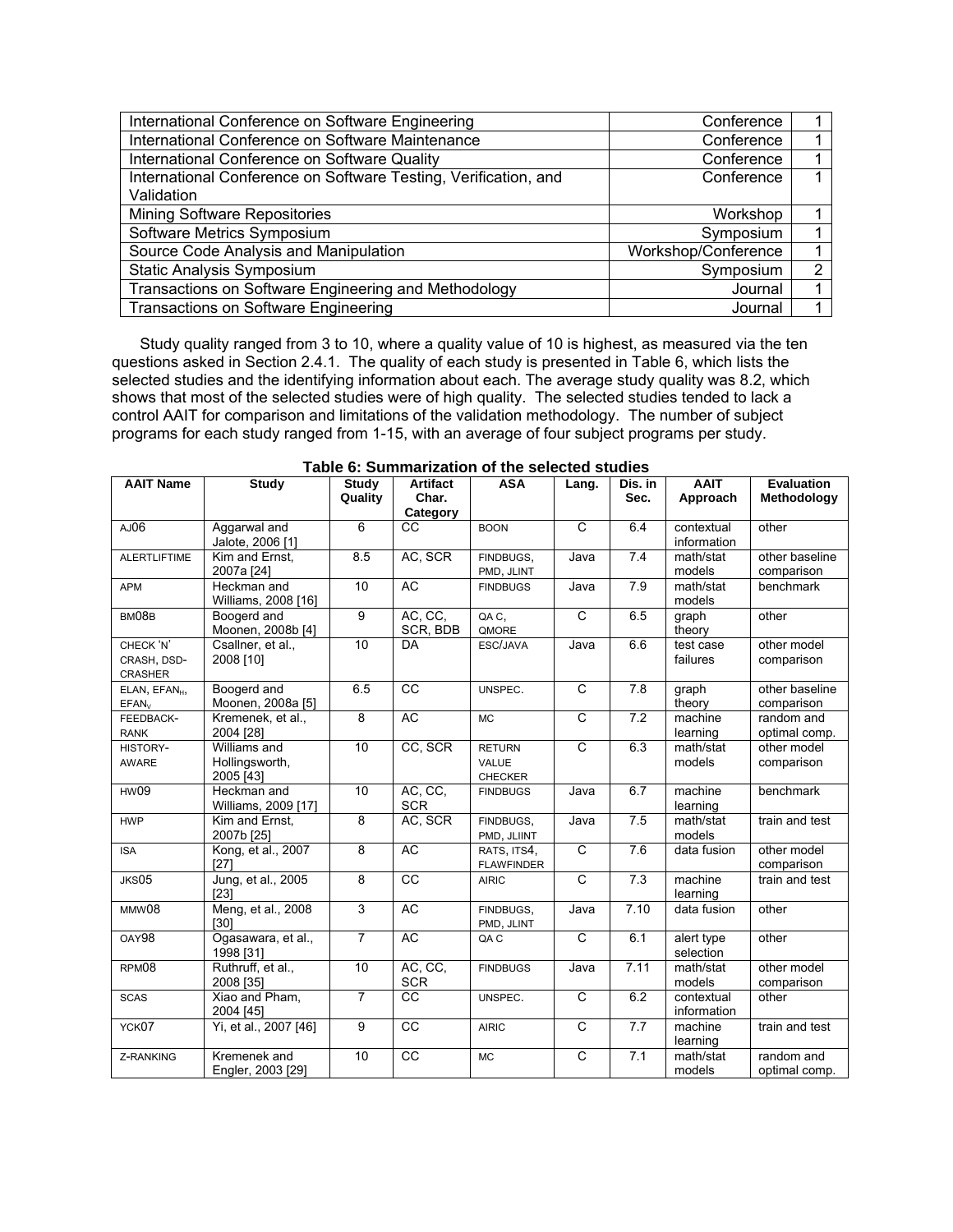| International Conference on Software Engineering | Conference | 1 |
|---|---|---|
| International Conference on Software Maintenance | Conference | 1 |
| International Conference on Software Quality | Conference | 1 |
| International Conference on Software Testing, Verification, and Validation | Conference | 1 |
| Mining Software Repositories | Workshop | 1 |
| Software Metrics Symposium | Symposium | 1 |
| Source Code Analysis and Manipulation | Workshop/Conference | 1 |
| Static Analysis Symposium | Symposium | 2 |
| Transactions on Software Engineering and Methodology | Journal | 1 |
| Transactions on Software Engineering | Journal | 1 |

Study quality ranged from 3 to 10, where a quality value of 10 is highest, as measured via the ten questions asked in Section 2.4.1. The quality of each study is presented in Table 6, which lists the selected studies and the identifying information about each. The average study quality was 8.2, which shows that most of the selected studies were of high quality. The selected studies tended to lack a control AAIT for comparison and limitations of the validation methodology. The number of subject programs for each study ranged from 1-15, with an average of four subject programs per study.

**Table 6: Summarization of the selected studies**

| AAIT Name | Study | Study Quality | Artifact Char. Category | ASA | Lang. | Dis. in Sec. | AAIT Approach | Evaluation Methodology |
|---|---|---|---|---|---|---|---|---|
| AJ06 | Aggarwal and Jalote, 2006 [1] | 6 | CC | BOON | C | 6.4 | contextual information | other |
| ALERTLIFTIME | Kim and Ernst, 2007a [24] | 8.5 | AC, SCR | FINDBUGS, PMD, JLINT | Java | 7.4 | math/stat models | other baseline comparison |
| APM | Heckman and Williams, 2008 [16] | 10 | AC | FINDBUGS | Java | 7.9 | math/stat models | benchmark |
| BM08B | Boogerd and Moonen, 2008b [4] | 9 | AC, CC, SCR, BDB | QA C, QMORE | C | 6.5 | graph theory | other |
| CHECK 'N' CRASH, DSD-CRASHER | Csallner, et al., 2008 [10] | 10 | DA | ESC/JAVA | Java | 6.6 | test case failures | other model comparison |
| ELAN, EFAN$_H$, EFAN$_V$ | Boogerd and Moonen, 2008a [5] | 6.5 | CC | UNSPEC. | C | 7.8 | graph theory | other baseline comparison |
| FEEDBACK-RANK | Kremenek, et al., 2004 [28] | 8 | AC | MC | C | 7.2 | machine learning | random and optimal comp. |
| HISTORY-AWARE | Williams and Hollingsworth, 2005 [43] | 10 | CC, SCR | RETURN VALUE CHECKER | C | 6.3 | math/stat models | other model comparison |
| HW09 | Heckman and Williams, 2009 [17] | 10 | AC, CC, SCR | FINDBUGS | Java | 6.7 | machine learning | benchmark |
| HWP | Kim and Ernst, 2007b [25] | 8 | AC, SCR | FINDBUGS, PMD, JLIINT | Java | 7.5 | math/stat models | train and test |
| ISA | Kong, et al., 2007 [27] | 8 | AC | RATS, ITS4, FLAWFINDER | C | 7.6 | data fusion | other model comparison |
| JKS05 | Jung, et al., 2005 [23] | 8 | CC | AIRIC | C | 7.3 | machine learning | train and test |
| MMW08 | Meng, et al., 2008 [30] | 3 | AC | FINDBUGS, PMD, JLINT | Java | 7.10 | data fusion | other |
| OAY98 | Ogasawara, et al., 1998 [31] | 7 | AC | QA C | C | 6.1 | alert type selection | other |
| RPM08 | Ruthruff, et al., 2008 [35] | 10 | AC, CC, SCR | FINDBUGS | Java | 7.11 | math/stat models | other model comparison |
| SCAS | Xiao and Pham, 2004 [45] | 7 | CC | UNSPEC. | C | 6.2 | contextual information | other |
| YCK07 | Yi, et al., 2007 [46] | 9 | CC | AIRIC | C | 7.7 | machine learning | train and test |
| Z-RANKING | Kremenek and Engler, 2003 [29] | 10 | CC | MC | C | 7.1 | math/stat models | random and optimal comp. |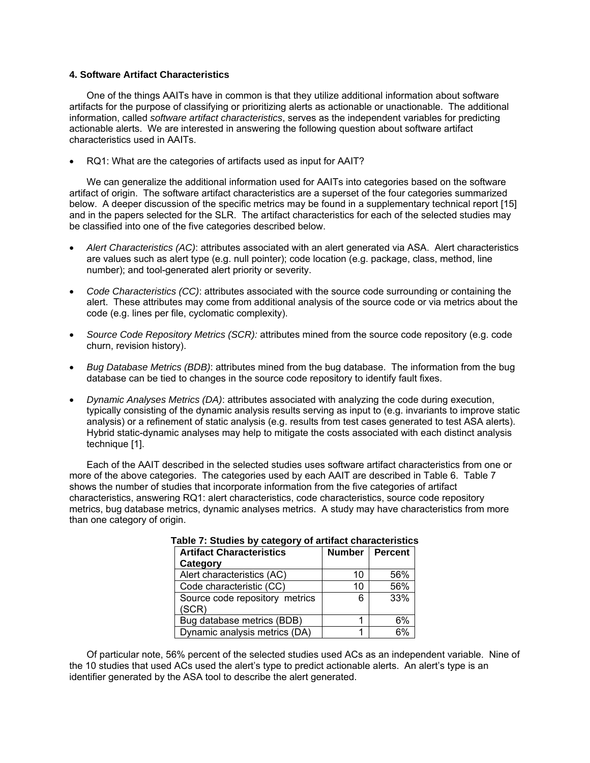### 4. Software Artifact Characteristics

One of the things AAITs have in common is that they utilize additional information about software artifacts for the purpose of classifying or prioritizing alerts as actionable or unactionable. The additional information, called *software artifact characteristics*, serves as the independent variables for predicting actionable alerts. We are interested in answering the following question about software artifact characteristics used in AAITs.

- RQ1: What are the categories of artifacts used as input for AAIT?

We can generalize the additional information used for AAITs into categories based on the software artifact of origin. The software artifact characteristics are a superset of the four categories summarized below. A deeper discussion of the specific metrics may be found in a supplementary technical report [15] and in the papers selected for the SLR. The artifact characteristics for each of the selected studies may be classified into one of the five categories described below.

- *Alert Characteristics (AC)*: attributes associated with an alert generated via ASA. Alert characteristics are values such as alert type (e.g. null pointer); code location (e.g. package, class, method, line number); and tool-generated alert priority or severity.
- *Code Characteristics (CC)*: attributes associated with the source code surrounding or containing the alert. These attributes may come from additional analysis of the source code or via metrics about the code (e.g. lines per file, cyclomatic complexity).
- *Source Code Repository Metrics (SCR):* attributes mined from the source code repository (e.g. code churn, revision history).
- *Bug Database Metrics (BDB)*: attributes mined from the bug database. The information from the bug database can be tied to changes in the source code repository to identify fault fixes.
- *Dynamic Analyses Metrics (DA)*: attributes associated with analyzing the code during execution, typically consisting of the dynamic analysis results serving as input to (e.g. invariants to improve static analysis) or a refinement of static analysis (e.g. results from test cases generated to test ASA alerts). Hybrid static-dynamic analyses may help to mitigate the costs associated with each distinct analysis technique [1].

Each of the AAIT described in the selected studies uses software artifact characteristics from one or more of the above categories. The categories used by each AAIT are described in Table 6. Table 7 shows the number of studies that incorporate information from the five categories of artifact characteristics, answering RQ1: alert characteristics, code characteristics, source code repository metrics, bug database metrics, dynamic analyses metrics. A study may have characteristics from more than one category of origin.

**Table 7: Studies by category of artifact characteristics**

| Artifact Characteristics Category | Number | Percent |
|---|---|---|
| Alert characteristics (AC) | 10 | 56% |
| Code characteristic (CC) | 10 | 56% |
| Source code repository metrics (SCR) | 6 | 33% |
| Bug database metrics (BDB) | 1 | 6% |
| Dynamic analysis metrics (DA) | 1 | 6% |

Of particular note, 56% percent of the selected studies used ACs as an independent variable. Nine of the 10 studies that used ACs used the alert's type to predict actionable alerts. An alert's type is an identifier generated by the ASA tool to describe the alert generated.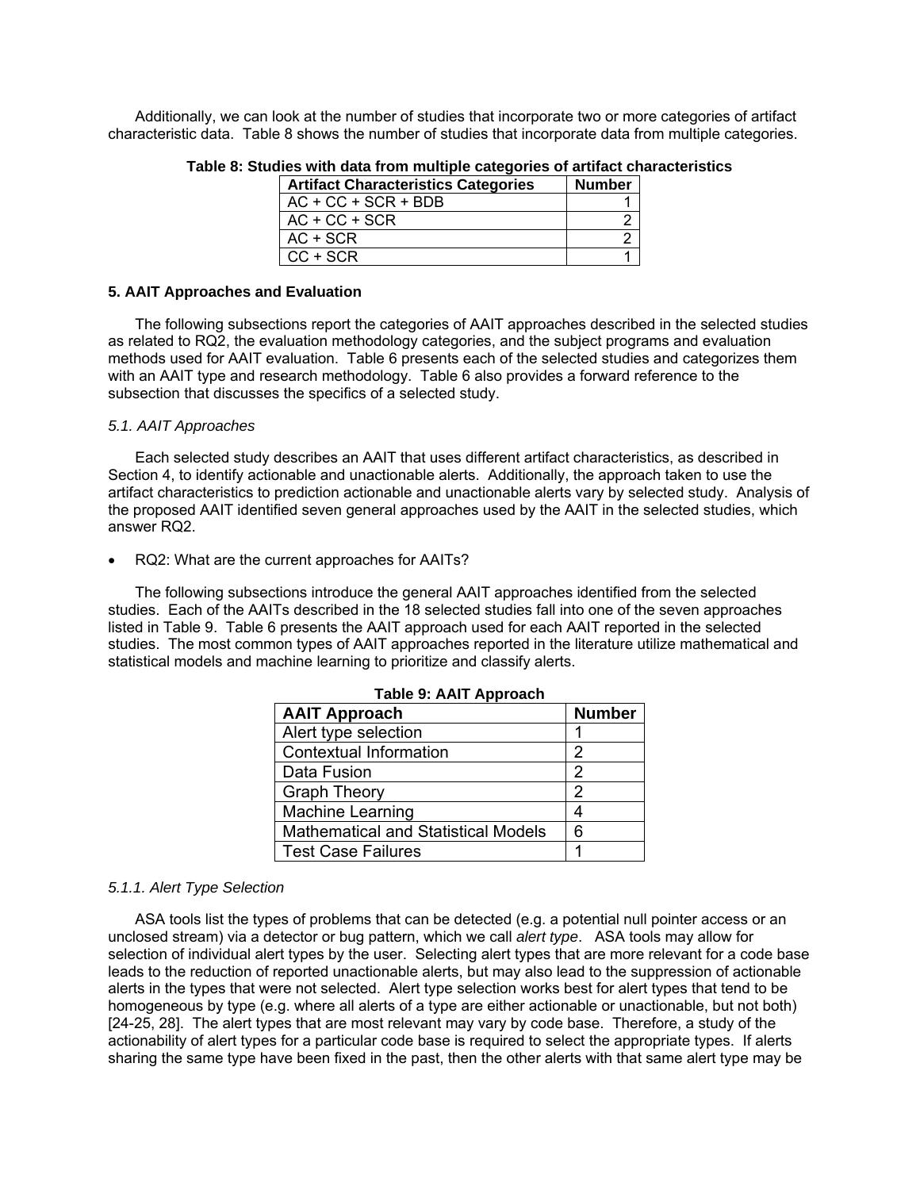Additionally, we can look at the number of studies that incorporate two or more categories of artifact characteristic data. Table 8 shows the number of studies that incorporate data from multiple categories.

**Table 8: Studies with data from multiple categories of artifact characteristics**

| Artifact Characteristics Categories | Number |
|---|---|
| AC + CC + SCR + BDB | 1 |
| AC + CC + SCR | 2 |
| AC + SCR | 2 |
| CC + SCR | 1 |

## 5. AAIT Approaches and Evaluation

The following subsections report the categories of AAIT approaches described in the selected studies as related to RQ2, the evaluation methodology categories, and the subject programs and evaluation methods used for AAIT evaluation. Table 6 presents each of the selected studies and categorizes them with an AAIT type and research methodology. Table 6 also provides a forward reference to the subsection that discusses the specifics of a selected study.

### *5.1. AAIT Approaches*

Each selected study describes an AAIT that uses different artifact characteristics, as described in Section 4, to identify actionable and unactionable alerts. Additionally, the approach taken to use the artifact characteristics to prediction actionable and unactionable alerts vary by selected study. Analysis of the proposed AAIT identified seven general approaches used by the AAIT in the selected studies, which answer RQ2.

- RQ2: What are the current approaches for AAITs?

The following subsections introduce the general AAIT approaches identified from the selected studies. Each of the AAITs described in the 18 selected studies fall into one of the seven approaches listed in Table 9. Table 6 presents the AAIT approach used for each AAIT reported in the selected studies. The most common types of AAIT approaches reported in the literature utilize mathematical and statistical models and machine learning to prioritize and classify alerts.

**Table 9: AAIT Approach**

| AAIT Approach | Number |
|---|---|
| Alert type selection | 1 |
| Contextual Information | 2 |
| Data Fusion | 2 |
| Graph Theory | 2 |
| Machine Learning | 4 |
| Mathematical and Statistical Models | 6 |
| Test Case Failures | 1 |

#### *5.1.1. Alert Type Selection*

ASA tools list the types of problems that can be detected (e.g. a potential null pointer access or an unclosed stream) via a detector or bug pattern, which we call *alert type*. ASA tools may allow for selection of individual alert types by the user. Selecting alert types that are more relevant for a code base leads to the reduction of reported unactionable alerts, but may also lead to the suppression of actionable alerts in the types that were not selected. Alert type selection works best for alert types that tend to be homogeneous by type (e.g. where all alerts of a type are either actionable or unactionable, but not both) [24-25, 28]. The alert types that are most relevant may vary by code base. Therefore, a study of the actionability of alert types for a particular code base is required to select the appropriate types. If alerts sharing the same type have been fixed in the past, then the other alerts with that same alert type may be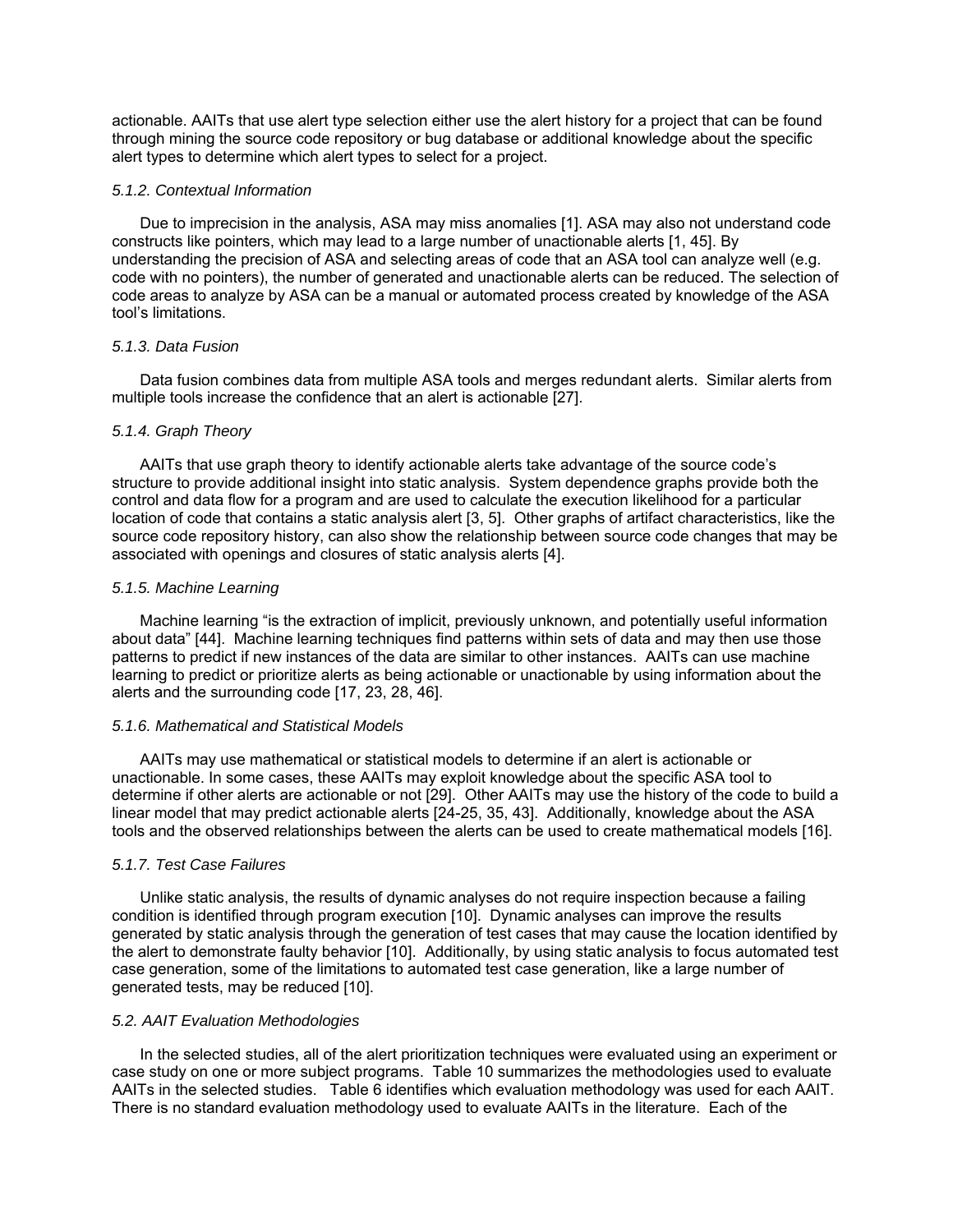actionable. AAITs that use alert type selection either use the alert history for a project that can be found through mining the source code repository or bug database or additional knowledge about the specific alert types to determine which alert types to select for a project.

#### *5.1.2. Contextual Information*

Due to imprecision in the analysis, ASA may miss anomalies [1]. ASA may also not understand code constructs like pointers, which may lead to a large number of unactionable alerts [1, 45]. By understanding the precision of ASA and selecting areas of code that an ASA tool can analyze well (e.g. code with no pointers), the number of generated and unactionable alerts can be reduced. The selection of code areas to analyze by ASA can be a manual or automated process created by knowledge of the ASA tool's limitations.

#### *5.1.3. Data Fusion*

Data fusion combines data from multiple ASA tools and merges redundant alerts. Similar alerts from multiple tools increase the confidence that an alert is actionable [27].

#### *5.1.4. Graph Theory*

AAITs that use graph theory to identify actionable alerts take advantage of the source code's structure to provide additional insight into static analysis. System dependence graphs provide both the control and data flow for a program and are used to calculate the execution likelihood for a particular location of code that contains a static analysis alert [3, 5]. Other graphs of artifact characteristics, like the source code repository history, can also show the relationship between source code changes that may be associated with openings and closures of static analysis alerts [4].

#### *5.1.5. Machine Learning*

Machine learning "is the extraction of implicit, previously unknown, and potentially useful information about data" [44]. Machine learning techniques find patterns within sets of data and may then use those patterns to predict if new instances of the data are similar to other instances. AAITs can use machine learning to predict or prioritize alerts as being actionable or unactionable by using information about the alerts and the surrounding code [17, 23, 28, 46].

#### *5.1.6. Mathematical and Statistical Models*

AAITs may use mathematical or statistical models to determine if an alert is actionable or unactionable. In some cases, these AAITs may exploit knowledge about the specific ASA tool to determine if other alerts are actionable or not [29]. Other AAITs may use the history of the code to build a linear model that may predict actionable alerts [24-25, 35, 43]. Additionally, knowledge about the ASA tools and the observed relationships between the alerts can be used to create mathematical models [16].

#### *5.1.7. Test Case Failures*

Unlike static analysis, the results of dynamic analyses do not require inspection because a failing condition is identified through program execution [10]. Dynamic analyses can improve the results generated by static analysis through the generation of test cases that may cause the location identified by the alert to demonstrate faulty behavior [10]. Additionally, by using static analysis to focus automated test case generation, some of the limitations to automated test case generation, like a large number of generated tests, may be reduced [10].

### *5.2. AAIT Evaluation Methodologies*

In the selected studies, all of the alert prioritization techniques were evaluated using an experiment or case study on one or more subject programs. Table 10 summarizes the methodologies used to evaluate AAITs in the selected studies. Table 6 identifies which evaluation methodology was used for each AAIT. There is no standard evaluation methodology used to evaluate AAITs in the literature. Each of the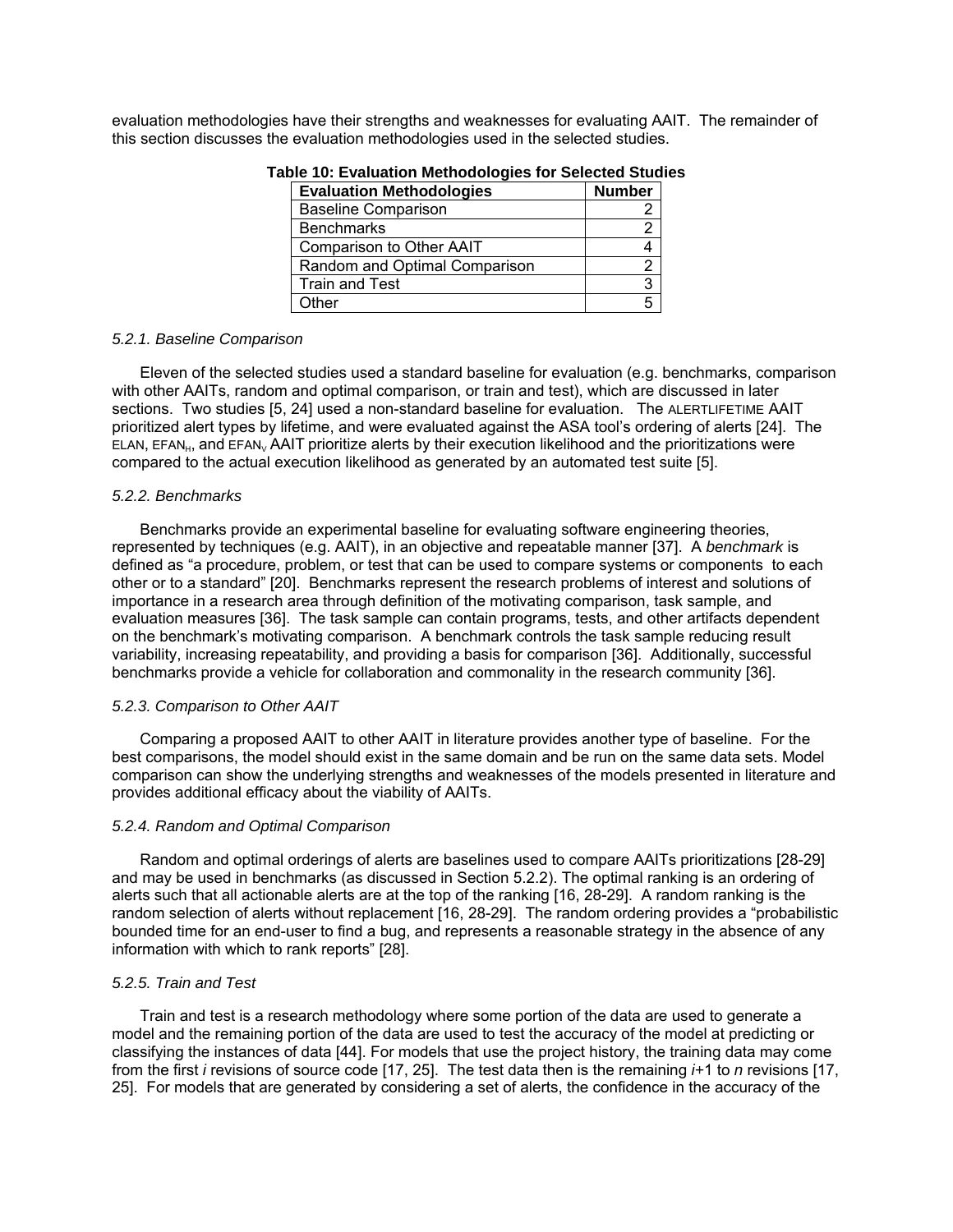evaluation methodologies have their strengths and weaknesses for evaluating AAIT. The remainder of this section discusses the evaluation methodologies used in the selected studies.

**Table 10: Evaluation Methodologies for Selected Studies**

| Evaluation Methodologies | Number |
|---|---|
| Baseline Comparison | 2 |
| Benchmarks | 2 |
| Comparison to Other AAIT | 4 |
| Random and Optimal Comparison | 2 |
| Train and Test | 3 |
| Other | 5 |

*5.2.1. Baseline Comparison*

Eleven of the selected studies used a standard baseline for evaluation (e.g. benchmarks, comparison with other AAITs, random and optimal comparison, or train and test), which are discussed in later sections. Two studies [5, 24] used a non-standard baseline for evaluation. The ALERTLIFETIME AAIT prioritized alert types by lifetime, and were evaluated against the ASA tool's ordering of alerts [24]. The ELAN, $EFAN_H$, and $EFAN_V$ AAIT prioritize alerts by their execution likelihood and the prioritizations were compared to the actual execution likelihood as generated by an automated test suite [5].

*5.2.2. Benchmarks*

Benchmarks provide an experimental baseline for evaluating software engineering theories, represented by techniques (e.g. AAIT), in an objective and repeatable manner [37]. A *benchmark* is defined as "a procedure, problem, or test that can be used to compare systems or components to each other or to a standard" [20]. Benchmarks represent the research problems of interest and solutions of importance in a research area through definition of the motivating comparison, task sample, and evaluation measures [36]. The task sample can contain programs, tests, and other artifacts dependent on the benchmark's motivating comparison. A benchmark controls the task sample reducing result variability, increasing repeatability, and providing a basis for comparison [36]. Additionally, successful benchmarks provide a vehicle for collaboration and commonality in the research community [36].

*5.2.3. Comparison to Other AAIT*

Comparing a proposed AAIT to other AAIT in literature provides another type of baseline. For the best comparisons, the model should exist in the same domain and be run on the same data sets. Model comparison can show the underlying strengths and weaknesses of the models presented in literature and provides additional efficacy about the viability of AAITs.

*5.2.4. Random and Optimal Comparison*

Random and optimal orderings of alerts are baselines used to compare AAITs prioritizations [28-29] and may be used in benchmarks (as discussed in Section 5.2.2). The optimal ranking is an ordering of alerts such that all actionable alerts are at the top of the ranking [16, 28-29]. A random ranking is the random selection of alerts without replacement [16, 28-29]. The random ordering provides a "probabilistic bounded time for an end-user to find a bug, and represents a reasonable strategy in the absence of any information with which to rank reports" [28].

*5.2.5. Train and Test*

Train and test is a research methodology where some portion of the data are used to generate a model and the remaining portion of the data are used to test the accuracy of the model at predicting or classifying the instances of data [44]. For models that use the project history, the training data may come from the first *i* revisions of source code [17, 25]. The test data then is the remaining $i$+1 to $n$ revisions [17, 25]. For models that are generated by considering a set of alerts, the confidence in the accuracy of the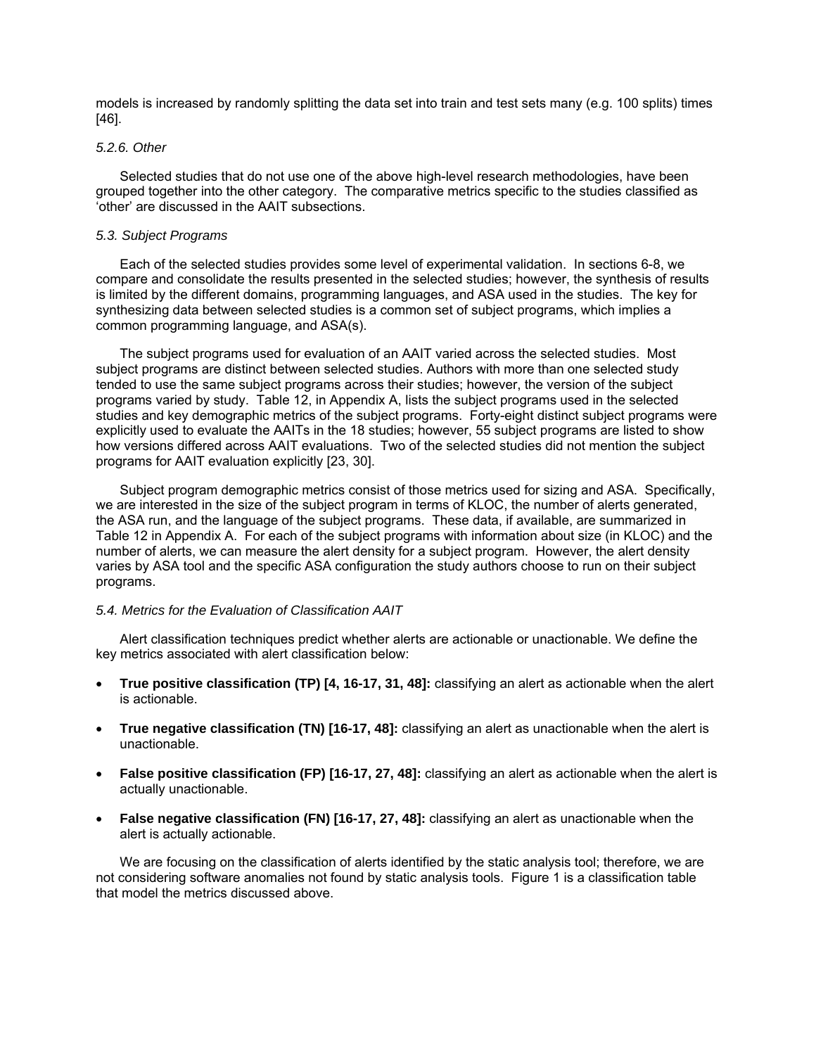models is increased by randomly splitting the data set into train and test sets many (e.g. 100 splits) times [46].

#### *5.2.6. Other*

Selected studies that do not use one of the above high-level research methodologies, have been grouped together into the other category. The comparative metrics specific to the studies classified as 'other' are discussed in the AAIT subsections.

### *5.3. Subject Programs*

Each of the selected studies provides some level of experimental validation. In sections 6-8, we compare and consolidate the results presented in the selected studies; however, the synthesis of results is limited by the different domains, programming languages, and ASA used in the studies. The key for synthesizing data between selected studies is a common set of subject programs, which implies a common programming language, and ASA(s).

The subject programs used for evaluation of an AAIT varied across the selected studies. Most subject programs are distinct between selected studies. Authors with more than one selected study tended to use the same subject programs across their studies; however, the version of the subject programs varied by study. Table 12, in Appendix A, lists the subject programs used in the selected studies and key demographic metrics of the subject programs. Forty-eight distinct subject programs were explicitly used to evaluate the AAITs in the 18 studies; however, 55 subject programs are listed to show how versions differed across AAIT evaluations. Two of the selected studies did not mention the subject programs for AAIT evaluation explicitly [23, 30].

Subject program demographic metrics consist of those metrics used for sizing and ASA. Specifically, we are interested in the size of the subject program in terms of KLOC, the number of alerts generated, the ASA run, and the language of the subject programs. These data, if available, are summarized in Table 12 in Appendix A. For each of the subject programs with information about size (in KLOC) and the number of alerts, we can measure the alert density for a subject program. However, the alert density varies by ASA tool and the specific ASA configuration the study authors choose to run on their subject programs.

### *5.4. Metrics for the Evaluation of Classification AAIT*

Alert classification techniques predict whether alerts are actionable or unactionable. We define the key metrics associated with alert classification below:

- **True positive classification (TP) [4, 16-17, 31, 48]:** classifying an alert as actionable when the alert is actionable.
- **True negative classification (TN) [16-17, 48]:** classifying an alert as unactionable when the alert is unactionable.
- **False positive classification (FP) [16-17, 27, 48]:** classifying an alert as actionable when the alert is actually unactionable.
- **False negative classification (FN) [16-17, 27, 48]:** classifying an alert as unactionable when the alert is actually actionable.

We are focusing on the classification of alerts identified by the static analysis tool; therefore, we are not considering software anomalies not found by static analysis tools. Figure 1 is a classification table that model the metrics discussed above.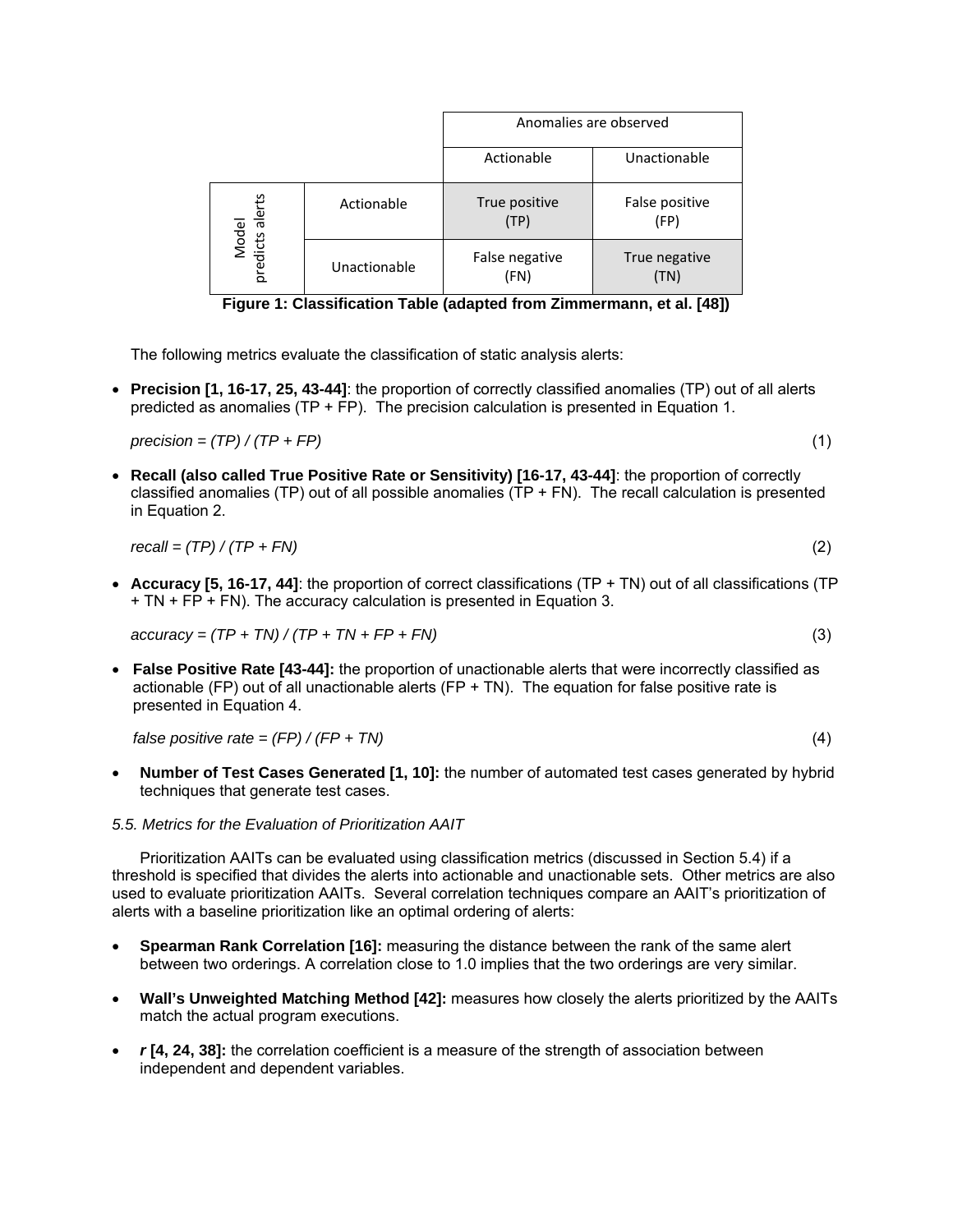| | | Anomalies are observed | |
|---|---|---|---|
| | | Actionable | Unactionable |
| Model predicts alerts | Actionable | True positive (TP) | False positive (FP) |
| | Unactionable | False negative (FN) | True negative (TN) |

**Figure 1: Classification Table (adapted from Zimmermann, et al. [48])**

The following metrics evaluate the classification of static analysis alerts:

- **Precision [1, 16-17, 25, 43-44]**: the proportion of correctly classified anomalies (TP) out of all alerts predicted as anomalies (TP + FP). The precision calculation is presented in Equation 1.

$$precision = (TP) / (TP + FP) \tag{1}$$

- **Recall (also called True Positive Rate or Sensitivity) [16-17, 43-44]**: the proportion of correctly classified anomalies (TP) out of all possible anomalies (TP + FN). The recall calculation is presented in Equation 2.

$$recall = (TP) / (TP + FN) \tag{2}$$

- **Accuracy [5, 16-17, 44]**: the proportion of correct classifications (TP + TN) out of all classifications (TP + TN + FP + FN). The accuracy calculation is presented in Equation 3.

$$accuracy = (TP + TN) / (TP + TN + FP + FN) \tag{3}$$

- **False Positive Rate [43-44]:** the proportion of unactionable alerts that were incorrectly classified as actionable (FP) out of all unactionable alerts (FP + TN). The equation for false positive rate is presented in Equation 4.

$$false\ positive\ rate = (FP) / (FP + TN) \tag{4}$$

- **Number of Test Cases Generated [1, 10]:** the number of automated test cases generated by hybrid techniques that generate test cases.

*5.5. Metrics for the Evaluation of Prioritization AAIT*

Prioritization AAITs can be evaluated using classification metrics (discussed in Section 5.4) if a threshold is specified that divides the alerts into actionable and unactionable sets. Other metrics are also used to evaluate prioritization AAITs. Several correlation techniques compare an AAIT's prioritization of alerts with a baseline prioritization like an optimal ordering of alerts:

- **Spearman Rank Correlation [16]:** measuring the distance between the rank of the same alert between two orderings. A correlation close to 1.0 implies that the two orderings are very similar.
- **Wall's Unweighted Matching Method [42]:** measures how closely the alerts prioritized by the AAITs match the actual program executions.
- ***r* [4, 24, 38]:** the correlation coefficient is a measure of the strength of association between independent and dependent variables.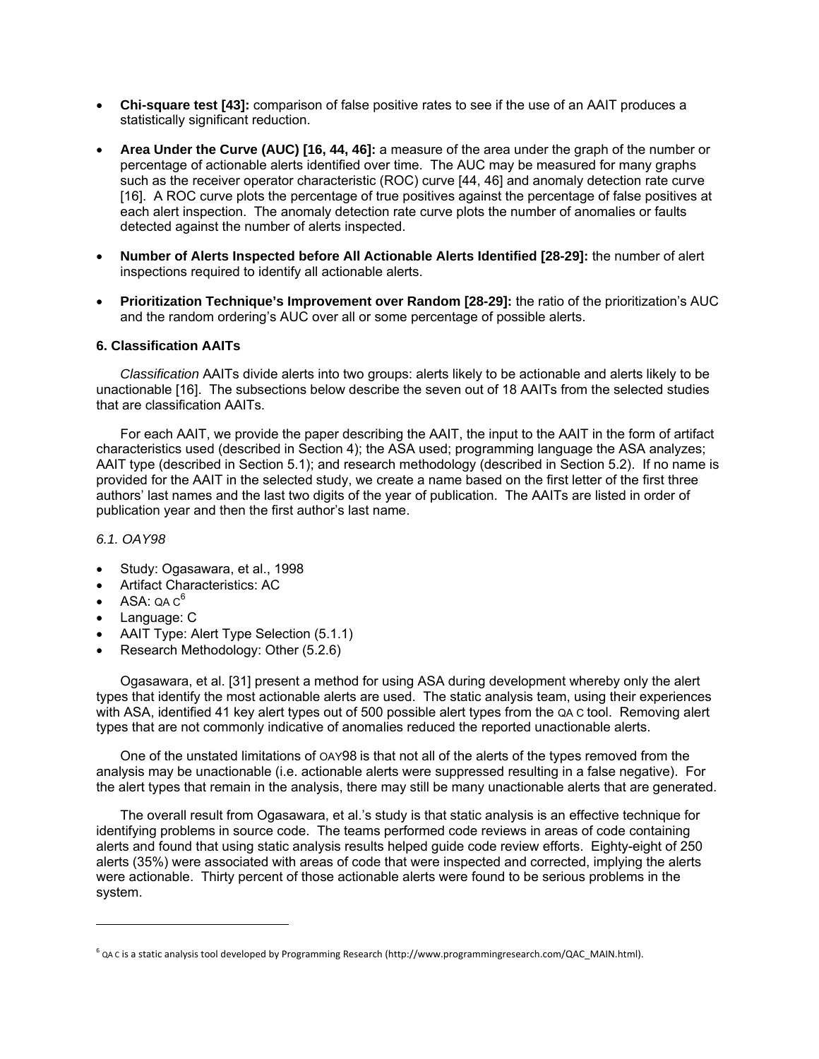- **Chi-square test [43]:** comparison of false positive rates to see if the use of an AAIT produces a statistically significant reduction.

- **Area Under the Curve (AUC) [16, 44, 46]:** a measure of the area under the graph of the number or percentage of actionable alerts identified over time. The AUC may be measured for many graphs such as the receiver operator characteristic (ROC) curve [44, 46] and anomaly detection rate curve [16]. A ROC curve plots the percentage of true positives against the percentage of false positives at each alert inspection. The anomaly detection rate curve plots the number of anomalies or faults detected against the number of alerts inspected.

- **Number of Alerts Inspected before All Actionable Alerts Identified [28-29]:** the number of alert inspections required to identify all actionable alerts.

- **Prioritization Technique's Improvement over Random [28-29]:** the ratio of the prioritization's AUC and the random ordering's AUC over all or some percentage of possible alerts.

### 6. Classification AAITs

*Classification* AAITs divide alerts into two groups: alerts likely to be actionable and alerts likely to be unactionable [16]. The subsections below describe the seven out of 18 AAITs from the selected studies that are classification AAITs.

For each AAIT, we provide the paper describing the AAIT, the input to the AAIT in the form of artifact characteristics used (described in Section 4); the ASA used; programming language the ASA analyzes; AAIT type (described in Section 5.1); and research methodology (described in Section 5.2). If no name is provided for the AAIT in the selected study, we create a name based on the first letter of the first three authors' last names and the last two digits of the year of publication. The AAITs are listed in order of publication year and then the first author's last name.

#### *6.1. OAY98*

- Study: Ogasawara, et al., 1998
- Artifact Characteristics: AC
- ASA: QA C[6]
- Language: C
- AAIT Type: Alert Type Selection (5.1.1)
- Research Methodology: Other (5.2.6)

Ogasawara, et al. [31] present a method for using ASA during development whereby only the alert types that identify the most actionable alerts are used. The static analysis team, using their experiences with ASA, identified 41 key alert types out of 500 possible alert types from the QA C tool. Removing alert types that are not commonly indicative of anomalies reduced the reported unactionable alerts.

One of the unstated limitations of OAY98 is that not all of the alerts of the types removed from the analysis may be unactionable (i.e. actionable alerts were suppressed resulting in a false negative). For the alert types that remain in the analysis, there may still be many unactionable alerts that are generated.

The overall result from Ogasawara, et al.'s study is that static analysis is an effective technique for identifying problems in source code. The teams performed code reviews in areas of code containing alerts and found that using static analysis results helped guide code review efforts. Eighty-eight of 250 alerts (35%) were associated with areas of code that were inspected and corrected, implying the alerts were actionable. Thirty percent of those actionable alerts were found to be serious problems in the system.

---

[6] QA C is a static analysis tool developed by Programming Research (http://www.programmingresearch.com/QAC_MAIN.html).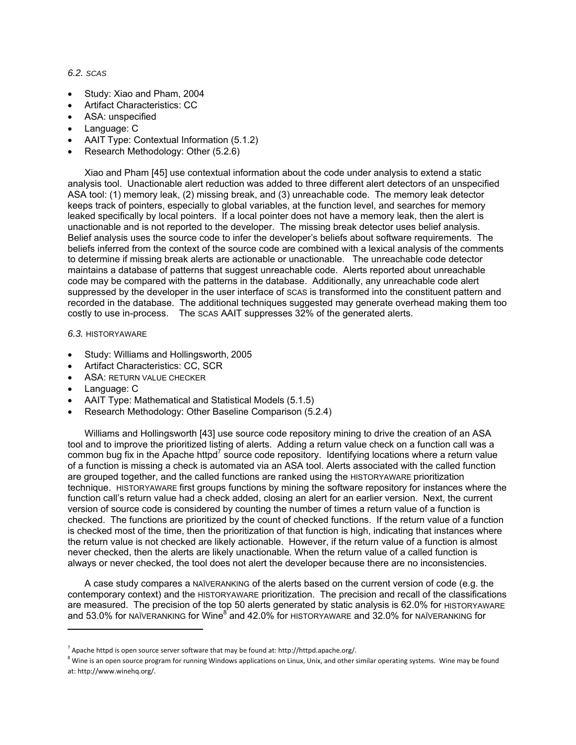### 6.2. SCAS

- Study: Xiao and Pham, 2004
- Artifact Characteristics: CC
- ASA: unspecified
- Language: C
- AAIT Type: Contextual Information (5.1.2)
- Research Methodology: Other (5.2.6)

Xiao and Pham [45] use contextual information about the code under analysis to extend a static analysis tool. Unactionable alert reduction was added to three different alert detectors of an unspecified ASA tool: (1) memory leak, (2) missing break, and (3) unreachable code. The memory leak detector keeps track of pointers, especially to global variables, at the function level, and searches for memory leaked specifically by local pointers. If a local pointer does not have a memory leak, then the alert is unactionable and is not reported to the developer. The missing break detector uses belief analysis. Belief analysis uses the source code to infer the developer's beliefs about software requirements. The beliefs inferred from the context of the source code are combined with a lexical analysis of the comments to determine if missing break alerts are actionable or unactionable. The unreachable code detector maintains a database of patterns that suggest unreachable code. Alerts reported about unreachable code may be compared with the patterns in the database. Additionally, any unreachable code alert suppressed by the developer in the user interface of SCAS is transformed into the constituent pattern and recorded in the database. The additional techniques suggested may generate overhead making them too costly to use in-process. The SCAS AAIT suppresses 32% of the generated alerts.

### 6.3. HISTORYAWARE

- Study: Williams and Hollingsworth, 2005
- Artifact Characteristics: CC, SCR
- ASA: RETURN VALUE CHECKER
- Language: C
- AAIT Type: Mathematical and Statistical Models (5.1.5)
- Research Methodology: Other Baseline Comparison (5.2.4)

Williams and Hollingsworth [43] use source code repository mining to drive the creation of an ASA tool and to improve the prioritized listing of alerts. Adding a return value check on a function call was a common bug fix in the Apache httpd[7] source code repository. Identifying locations where a return value of a function is missing a check is automated via an ASA tool. Alerts associated with the called function are grouped together, and the called functions are ranked using the HISTORYAWARE prioritization technique. HISTORYAWARE first groups functions by mining the software repository for instances where the function call's return value had a check added, closing an alert for an earlier version. Next, the current version of source code is considered by counting the number of times a return value of a function is checked. The functions are prioritized by the count of checked functions. If the return value of a function is checked most of the time, then the prioritization of that function is high, indicating that instances where the return value is not checked are likely actionable. However, if the return value of a function is almost never checked, then the alerts are likely unactionable. When the return value of a called function is always or never checked, the tool does not alert the developer because there are no inconsistencies.

A case study compares a NAÏVERANKING of the alerts based on the current version of code (e.g. the contemporary context) and the HISTORYAWARE prioritization. The precision and recall of the classifications are measured. The precision of the top 50 alerts generated by static analysis is 62.0% for HISTORYAWARE and 53.0% for NAÏVERANKING for Wine[8] and 42.0% for HISTORYAWARE and 32.0% for NAÏVERANKING for

---

[7] Apache httpd is open source server software that may be found at: http://httpd.apache.org/.

[8] Wine is an open source program for running Windows applications on Linux, Unix, and other similar operating systems. Wine may be found at: http://www.winehq.org/.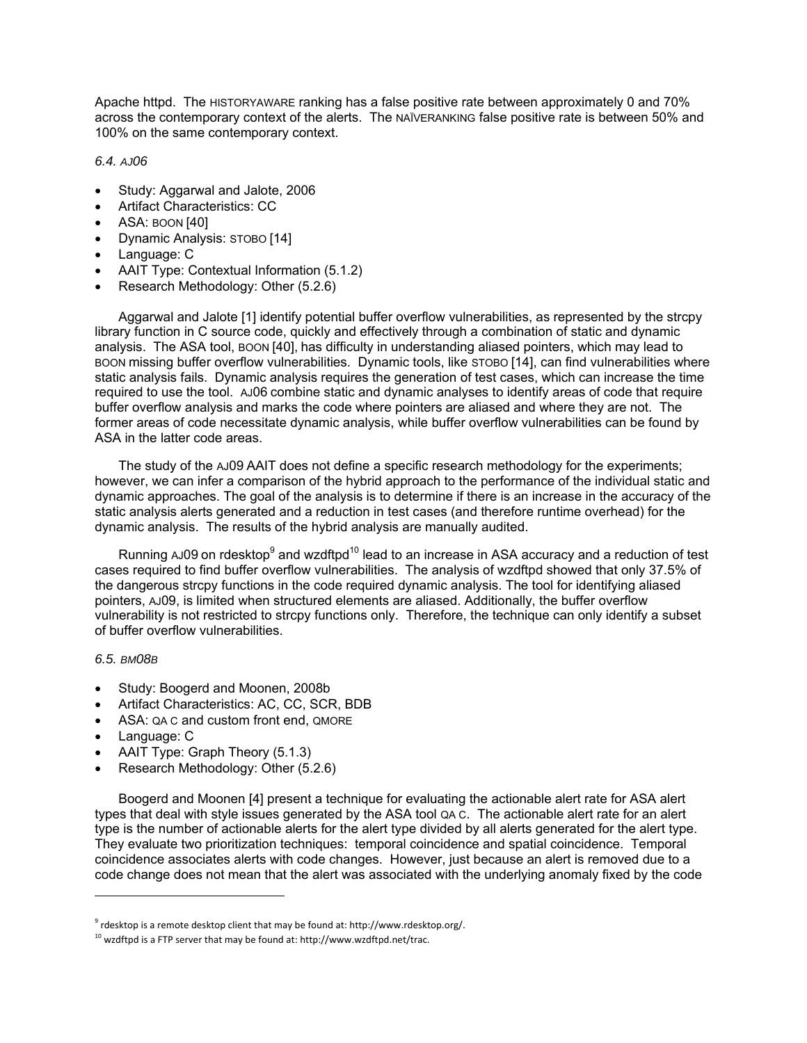Apache httpd. The HISTORYAWARE ranking has a false positive rate between approximately 0 and 70% across the contemporary context of the alerts. The NAÏVERANKING false positive rate is between 50% and 100% on the same contemporary context.

### *6.4. AJ06*

- Study: Aggarwal and Jalote, 2006
- Artifact Characteristics: CC
- ASA: BOON [40]
- Dynamic Analysis: STOBO [14]
- Language: C
- AAIT Type: Contextual Information (5.1.2)
- Research Methodology: Other (5.2.6)

Aggarwal and Jalote [1] identify potential buffer overflow vulnerabilities, as represented by the strcpy library function in C source code, quickly and effectively through a combination of static and dynamic analysis. The ASA tool, BOON [40], has difficulty in understanding aliased pointers, which may lead to BOON missing buffer overflow vulnerabilities. Dynamic tools, like STOBO [14], can find vulnerabilities where static analysis fails. Dynamic analysis requires the generation of test cases, which can increase the time required to use the tool. AJ06 combine static and dynamic analyses to identify areas of code that require buffer overflow analysis and marks the code where pointers are aliased and where they are not. The former areas of code necessitate dynamic analysis, while buffer overflow vulnerabilities can be found by ASA in the latter code areas.

The study of the AJ09 AAIT does not define a specific research methodology for the experiments; however, we can infer a comparison of the hybrid approach to the performance of the individual static and dynamic approaches. The goal of the analysis is to determine if there is an increase in the accuracy of the static analysis alerts generated and a reduction in test cases (and therefore runtime overhead) for the dynamic analysis. The results of the hybrid analysis are manually audited.

Running AJ09 on rdesktop[9] and wzdftpd[10] lead to an increase in ASA accuracy and a reduction of test cases required to find buffer overflow vulnerabilities. The analysis of wzdftpd showed that only 37.5% of the dangerous strcpy functions in the code required dynamic analysis. The tool for identifying aliased pointers, AJ09, is limited when structured elements are aliased. Additionally, the buffer overflow vulnerability is not restricted to strcpy functions only. Therefore, the technique can only identify a subset of buffer overflow vulnerabilities.

### *6.5. BM08B*

- Study: Boogerd and Moonen, 2008b
- Artifact Characteristics: AC, CC, SCR, BDB
- ASA: QA C and custom front end, QMORE
- Language: C
- AAIT Type: Graph Theory (5.1.3)
- Research Methodology: Other (5.2.6)

Boogerd and Moonen [4] present a technique for evaluating the actionable alert rate for ASA alert types that deal with style issues generated by the ASA tool QA C. The actionable alert rate for an alert type is the number of actionable alerts for the alert type divided by all alerts generated for the alert type. They evaluate two prioritization techniques: temporal coincidence and spatial coincidence. Temporal coincidence associates alerts with code changes. However, just because an alert is removed due to a code change does not mean that the alert was associated with the underlying anomaly fixed by the code

---

[9] rdesktop is a remote desktop client that may be found at: http://www.rdesktop.org/.

[10] wzdftpd is a FTP server that may be found at: http://www.wzdftpd.net/trac.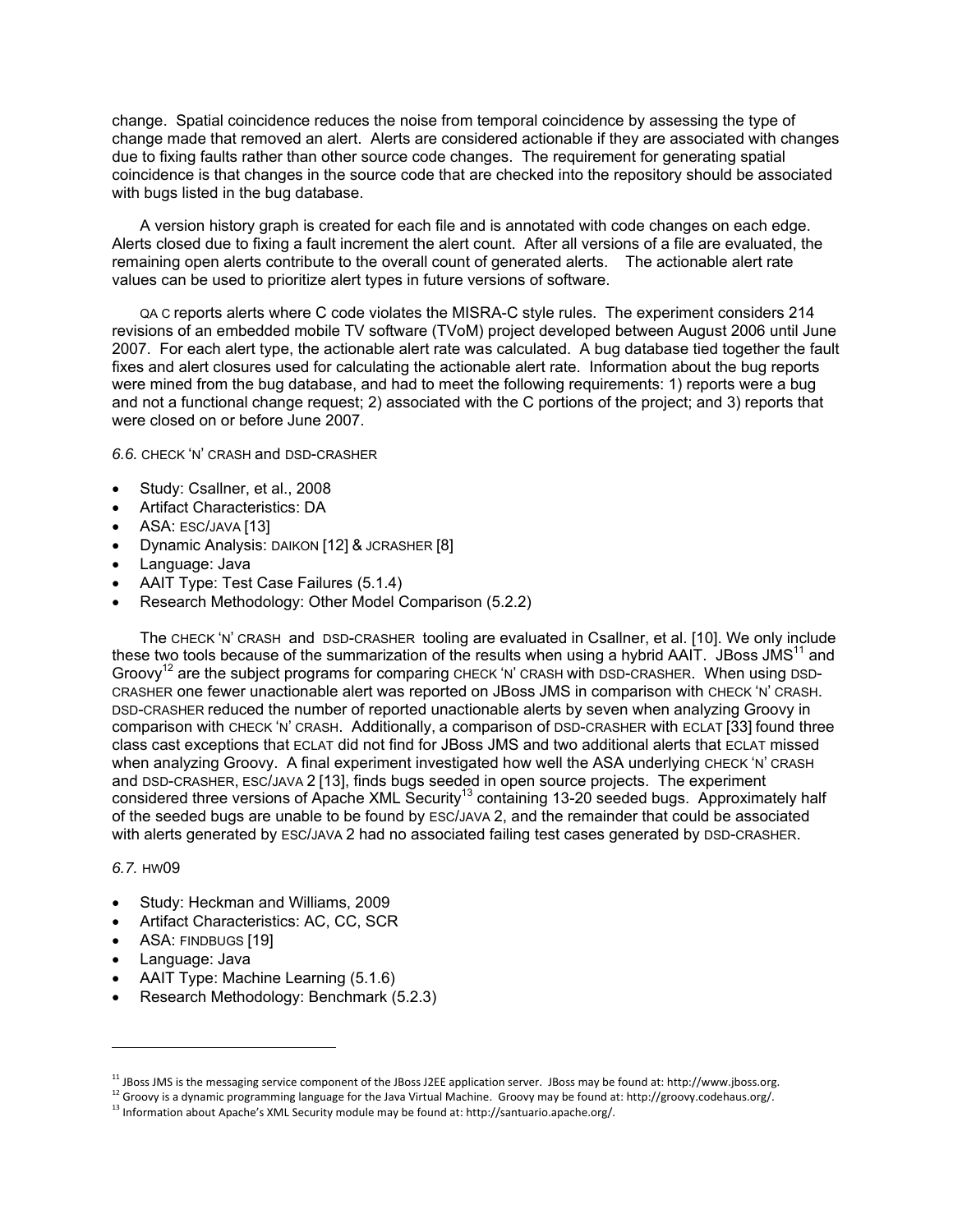change. Spatial coincidence reduces the noise from temporal coincidence by assessing the type of change made that removed an alert. Alerts are considered actionable if they are associated with changes due to fixing faults rather than other source code changes. The requirement for generating spatial coincidence is that changes in the source code that are checked into the repository should be associated with bugs listed in the bug database.

A version history graph is created for each file and is annotated with code changes on each edge. Alerts closed due to fixing a fault increment the alert count. After all versions of a file are evaluated, the remaining open alerts contribute to the overall count of generated alerts. The actionable alert rate values can be used to prioritize alert types in future versions of software.

QA C reports alerts where C code violates the MISRA-C style rules. The experiment considers 214 revisions of an embedded mobile TV software (TVoM) project developed between August 2006 until June 2007. For each alert type, the actionable alert rate was calculated. A bug database tied together the fault fixes and alert closures used for calculating the actionable alert rate. Information about the bug reports were mined from the bug database, and had to meet the following requirements: 1) reports were a bug and not a functional change request; 2) associated with the C portions of the project; and 3) reports that were closed on or before June 2007.

### *6.6.* CHECK 'N' CRASH and DSD-CRASHER

- Study: Csallner, et al., 2008
- Artifact Characteristics: DA
- ASA: ESC/JAVA [13]
- Dynamic Analysis: DAIKON [12] & JCRASHER [8]
- Language: Java
- AAIT Type: Test Case Failures (5.1.4)
- Research Methodology: Other Model Comparison (5.2.2)

The CHECK 'N' CRASH and DSD-CRASHER tooling are evaluated in Csallner, et al. [10]. We only include these two tools because of the summarization of the results when using a hybrid AAIT. JBoss JMS[11] and Groovy[12] are the subject programs for comparing CHECK 'N' CRASH with DSD-CRASHER. When using DSD-CRASHER one fewer unactionable alert was reported on JBoss JMS in comparison with CHECK 'N' CRASH. DSD-CRASHER reduced the number of reported unactionable alerts by seven when analyzing Groovy in comparison with CHECK 'N' CRASH. Additionally, a comparison of DSD-CRASHER with ECLAT [33] found three class cast exceptions that ECLAT did not find for JBoss JMS and two additional alerts that ECLAT missed when analyzing Groovy. A final experiment investigated how well the ASA underlying CHECK 'N' CRASH and DSD-CRASHER, ESC/JAVA 2 [13], finds bugs seeded in open source projects. The experiment considered three versions of Apache XML Security[13] containing 13-20 seeded bugs. Approximately half of the seeded bugs are unable to be found by ESC/JAVA 2, and the remainder that could be associated with alerts generated by ESC/JAVA 2 had no associated failing test cases generated by DSD-CRASHER.

### *6.7.* HW09

- Study: Heckman and Williams, 2009
- Artifact Characteristics: AC, CC, SCR
- ASA: FINDBUGS [19]
- Language: Java
- AAIT Type: Machine Learning (5.1.6)
- Research Methodology: Benchmark (5.2.3)

---

[11] JBoss JMS is the messaging service component of the JBoss J2EE application server. JBoss may be found at: http://www.jboss.org.

[12] Groovy is a dynamic programming language for the Java Virtual Machine. Groovy may be found at: http://groovy.codehaus.org/.

[13] Information about Apache's XML Security module may be found at: http://santuario.apache.org/.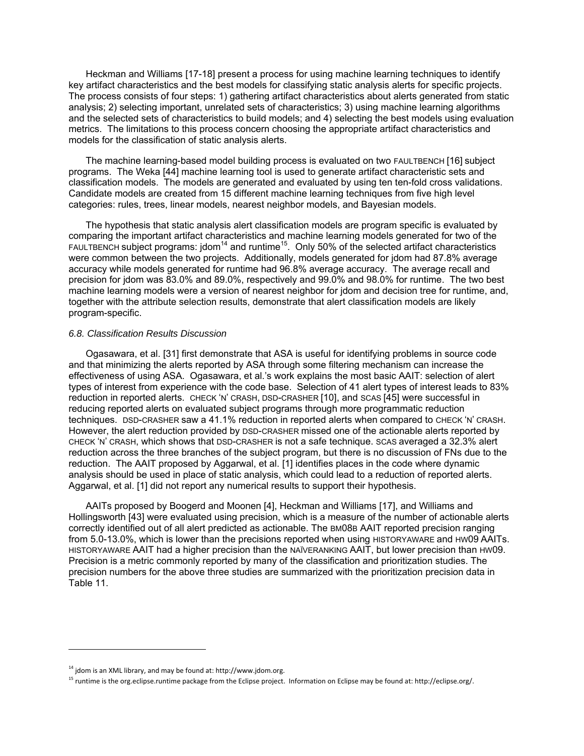Heckman and Williams [17-18] present a process for using machine learning techniques to identify key artifact characteristics and the best models for classifying static analysis alerts for specific projects. The process consists of four steps: 1) gathering artifact characteristics about alerts generated from static analysis; 2) selecting important, unrelated sets of characteristics; 3) using machine learning algorithms and the selected sets of characteristics to build models; and 4) selecting the best models using evaluation metrics. The limitations to this process concern choosing the appropriate artifact characteristics and models for the classification of static analysis alerts.

The machine learning-based model building process is evaluated on two FAULTBENCH [16] subject programs. The Weka [44] machine learning tool is used to generate artifact characteristic sets and classification models. The models are generated and evaluated by using ten ten-fold cross validations. Candidate models are created from 15 different machine learning techniques from five high level categories: rules, trees, linear models, nearest neighbor models, and Bayesian models.

The hypothesis that static analysis alert classification models are program specific is evaluated by comparing the important artifact characteristics and machine learning models generated for two of the FAULTBENCH subject programs: jdom[14] and runtime[15]. Only 50% of the selected artifact characteristics were common between the two projects. Additionally, models generated for jdom had 87.8% average accuracy while models generated for runtime had 96.8% average accuracy. The average recall and precision for jdom was 83.0% and 89.0%, respectively and 99.0% and 98.0% for runtime. The two best machine learning models were a version of nearest neighbor for jdom and decision tree for runtime, and, together with the attribute selection results, demonstrate that alert classification models are likely program-specific.

### *6.8. Classification Results Discussion*

Ogasawara, et al. [31] first demonstrate that ASA is useful for identifying problems in source code and that minimizing the alerts reported by ASA through some filtering mechanism can increase the effectiveness of using ASA. Ogasawara, et al.'s work explains the most basic AAIT: selection of alert types of interest from experience with the code base. Selection of 41 alert types of interest leads to 83% reduction in reported alerts. CHECK 'N' CRASH, DSD-CRASHER [10], and SCAS [45] were successful in reducing reported alerts on evaluated subject programs through more programmatic reduction techniques. DSD-CRASHER saw a 41.1% reduction in reported alerts when compared to CHECK 'N' CRASH. However, the alert reduction provided by DSD-CRASHER missed one of the actionable alerts reported by CHECK 'N' CRASH, which shows that DSD-CRASHER is not a safe technique. SCAS averaged a 32.3% alert reduction across the three branches of the subject program, but there is no discussion of FNs due to the reduction. The AAIT proposed by Aggarwal, et al. [1] identifies places in the code where dynamic analysis should be used in place of static analysis, which could lead to a reduction of reported alerts. Aggarwal, et al. [1] did not report any numerical results to support their hypothesis.

AAITs proposed by Boogerd and Moonen [4], Heckman and Williams [17], and Williams and Hollingsworth [43] were evaluated using precision, which is a measure of the number of actionable alerts correctly identified out of all alert predicted as actionable. The BM08B AAIT reported precision ranging from 5.0-13.0%, which is lower than the precisions reported when using HISTORYAWARE and HW09 AAITs. HISTORYAWARE AAIT had a higher precision than the NAÏVERANKING AAIT, but lower precision than HW09. Precision is a metric commonly reported by many of the classification and prioritization studies. The precision numbers for the above three studies are summarized with the prioritization precision data in Table 11.

[14] jdom is an XML library, and may be found at: http://www.jdom.org.

[15] runtime is the org.eclipse.runtime package from the Eclipse project. Information on Eclipse may be found at: http://eclipse.org/.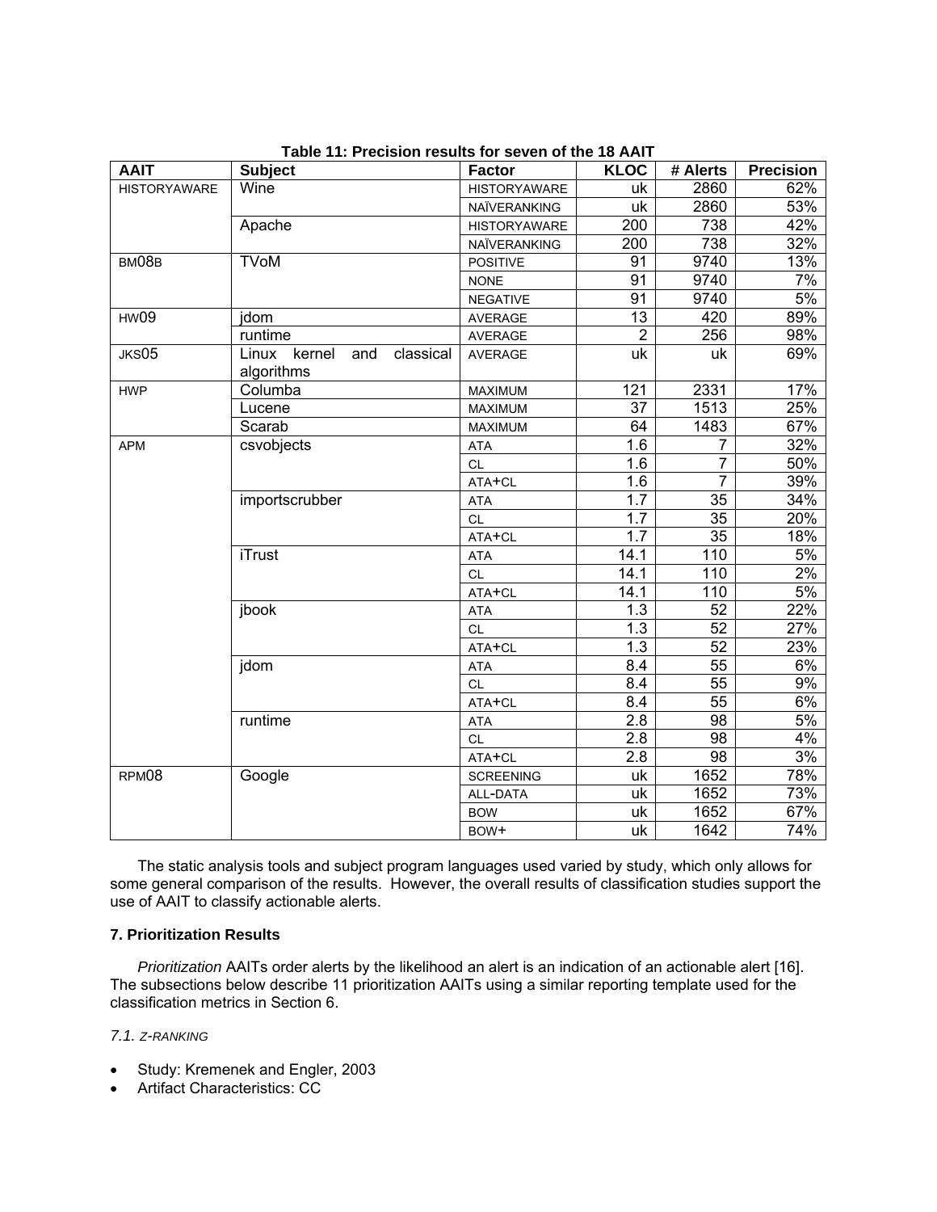**Table 11: Precision results for seven of the 18 AAIT**

| AAIT | Subject | Factor | KLOC | # Alerts | Precision |
|---|---|---|---|---|---|
| HISTORYAWARE | Wine | HISTORYAWARE | uk | 2860 | 62% |
| | | NAÏVERANKING | uk | 2860 | 53% |
| | Apache | HISTORYAWARE | 200 | 738 | 42% |
| | | NAÏVERANKING | 200 | 738 | 32% |
| BM08B | TVoM | POSITIVE | 91 | 9740 | 13% |
| | | NONE | 91 | 9740 | 7% |
| | | NEGATIVE | 91 | 9740 | 5% |
| HW09 | jdom | AVERAGE | 13 | 420 | 89% |
| | runtime | AVERAGE | 2 | 256 | 98% |
| JKS05 | Linux kernel and classical algorithms | AVERAGE | uk | uk | 69% |
| HWP | Columba | MAXIMUM | 121 | 2331 | 17% |
| | Lucene | MAXIMUM | 37 | 1513 | 25% |
| | Scarab | MAXIMUM | 64 | 1483 | 67% |
| APM | csvobjects | ATA | 1.6 | 7 | 32% |
| | | CL | 1.6 | 7 | 50% |
| | | ATA+CL | 1.6 | 7 | 39% |
| | importscrubber | ATA | 1.7 | 35 | 34% |
| | | CL | 1.7 | 35 | 20% |
| | | ATA+CL | 1.7 | 35 | 18% |
| | iTrust | ATA | 14.1 | 110 | 5% |
| | | CL | 14.1 | 110 | 2% |
| | | ATA+CL | 14.1 | 110 | 5% |
| | jbook | ATA | 1.3 | 52 | 22% |
| | | CL | 1.3 | 52 | 27% |
| | | ATA+CL | 1.3 | 52 | 23% |
| | jdom | ATA | 8.4 | 55 | 6% |
| | | CL | 8.4 | 55 | 9% |
| | | ATA+CL | 8.4 | 55 | 6% |
| | runtime | ATA | 2.8 | 98 | 5% |
| | | CL | 2.8 | 98 | 4% |
| | | ATA+CL | 2.8 | 98 | 3% |
| RPM08 | Google | SCREENING | uk | 1652 | 78% |
| | | ALL-DATA | uk | 1652 | 73% |
| | | BOW | uk | 1652 | 67% |
| | | BOW+ | uk | 1642 | 74% |

The static analysis tools and subject program languages used varied by study, which only allows for some general comparison of the results. However, the overall results of classification studies support the use of AAIT to classify actionable alerts.

### 7. Prioritization Results

*Prioritization* AAITs order alerts by the likelihood an alert is an indication of an actionable alert [16]. The subsections below describe 11 prioritization AAITs using a similar reporting template used for the classification metrics in Section 6.

#### *7.1. Z-RANKING*

- Study: Kremenek and Engler, 2003
- Artifact Characteristics: CC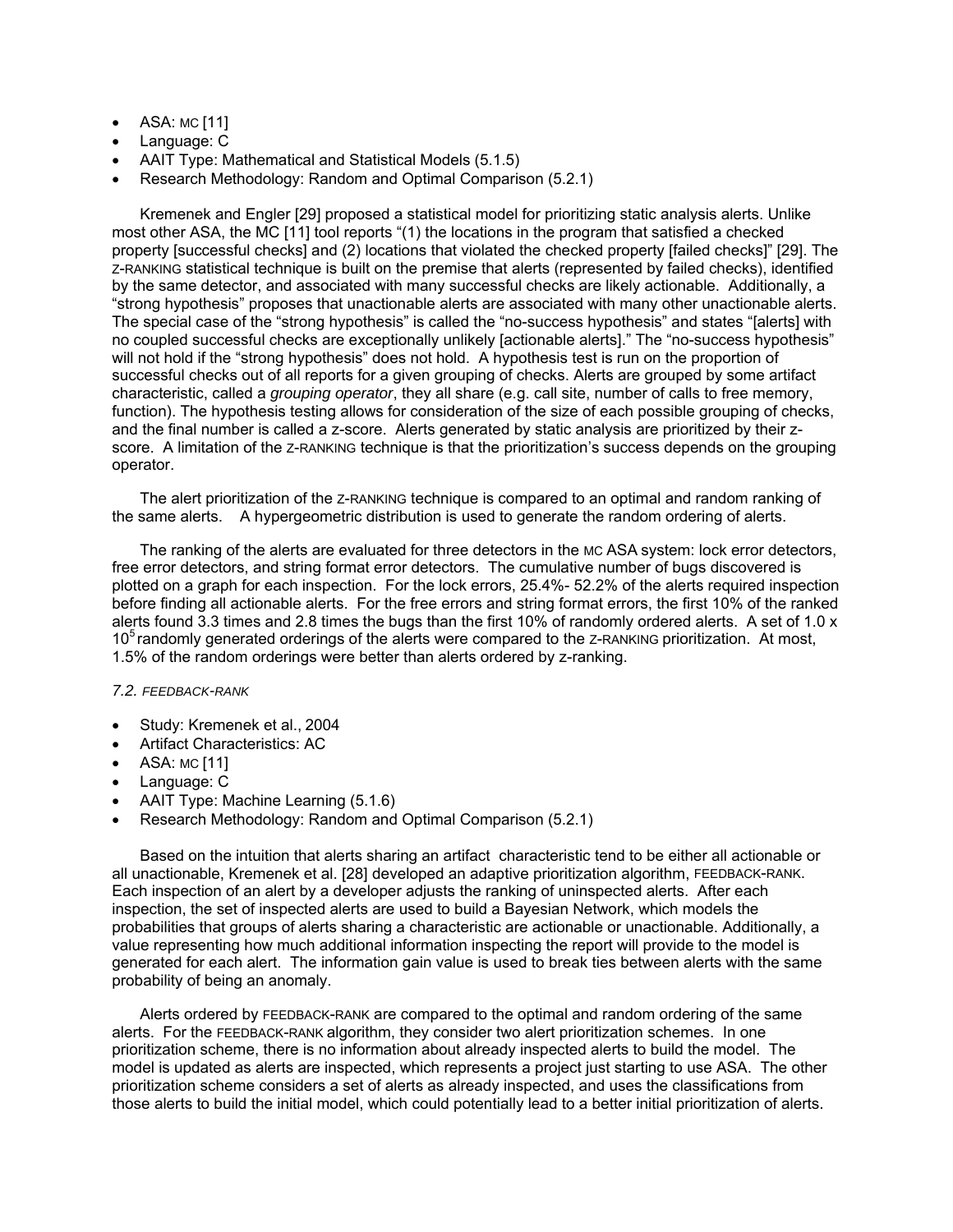- ASA: MC [11]
- Language: C
- AAIT Type: Mathematical and Statistical Models (5.1.5)
- Research Methodology: Random and Optimal Comparison (5.2.1)

Kremenek and Engler [29] proposed a statistical model for prioritizing static analysis alerts. Unlike most other ASA, the MC [11] tool reports "(1) the locations in the program that satisfied a checked property [successful checks] and (2) locations that violated the checked property [failed checks]" [29]. The Z-RANKING statistical technique is built on the premise that alerts (represented by failed checks), identified by the same detector, and associated with many successful checks are likely actionable. Additionally, a "strong hypothesis" proposes that unactionable alerts are associated with many other unactionable alerts. The special case of the "strong hypothesis" is called the "no-success hypothesis" and states "[alerts] with no coupled successful checks are exceptionally unlikely [actionable alerts]." The "no-success hypothesis" will not hold if the "strong hypothesis" does not hold. A hypothesis test is run on the proportion of successful checks out of all reports for a given grouping of checks. Alerts are grouped by some artifact characteristic, called a *grouping operator*, they all share (e.g. call site, number of calls to free memory, function). The hypothesis testing allows for consideration of the size of each possible grouping of checks, and the final number is called a z-score. Alerts generated by static analysis are prioritized by their z-score. A limitation of the Z-RANKING technique is that the prioritization's success depends on the grouping operator.

The alert prioritization of the Z-RANKING technique is compared to an optimal and random ranking of the same alerts. A hypergeometric distribution is used to generate the random ordering of alerts.

The ranking of the alerts are evaluated for three detectors in the MC ASA system: lock error detectors, free error detectors, and string format error detectors. The cumulative number of bugs discovered is plotted on a graph for each inspection. For the lock errors, 25.4%- 52.2% of the alerts required inspection before finding all actionable alerts. For the free errors and string format errors, the first 10% of the ranked alerts found 3.3 times and 2.8 times the bugs than the first 10% of randomly ordered alerts. A set of $1.0 \times 10^5$ randomly generated orderings of the alerts were compared to the Z-RANKING prioritization. At most, 1.5% of the random orderings were better than alerts ordered by z-ranking.

### 7.2. FEEDBACK-RANK

- Study: Kremenek et al., 2004
- Artifact Characteristics: AC
- ASA: MC [11]
- Language: C
- AAIT Type: Machine Learning (5.1.6)
- Research Methodology: Random and Optimal Comparison (5.2.1)

Based on the intuition that alerts sharing an artifact characteristic tend to be either all actionable or all unactionable, Kremenek et al. [28] developed an adaptive prioritization algorithm, FEEDBACK-RANK. Each inspection of an alert by a developer adjusts the ranking of uninspected alerts. After each inspection, the set of inspected alerts are used to build a Bayesian Network, which models the probabilities that groups of alerts sharing a characteristic are actionable or unactionable. Additionally, a value representing how much additional information inspecting the report will provide to the model is generated for each alert. The information gain value is used to break ties between alerts with the same probability of being an anomaly.

Alerts ordered by FEEDBACK-RANK are compared to the optimal and random ordering of the same alerts. For the FEEDBACK-RANK algorithm, they consider two alert prioritization schemes. In one prioritization scheme, there is no information about already inspected alerts to build the model. The model is updated as alerts are inspected, which represents a project just starting to use ASA. The other prioritization scheme considers a set of alerts as already inspected, and uses the classifications from those alerts to build the initial model, which could potentially lead to a better initial prioritization of alerts.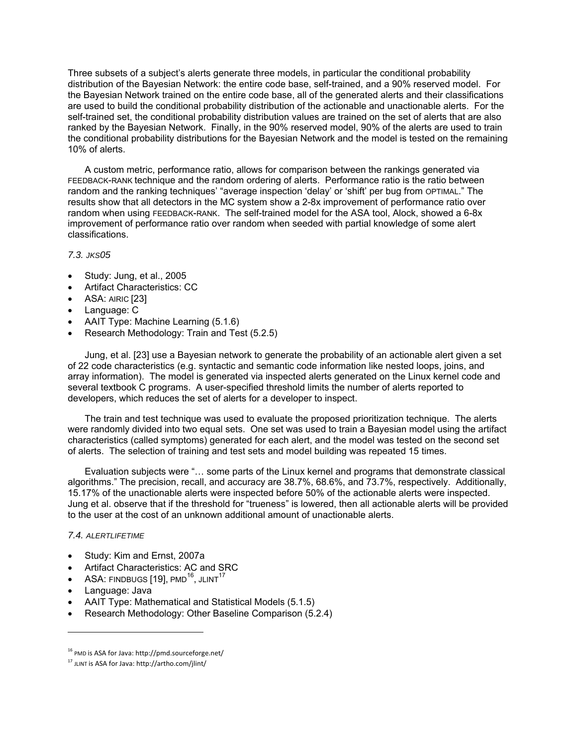Three subsets of a subject's alerts generate three models, in particular the conditional probability distribution of the Bayesian Network: the entire code base, self-trained, and a 90% reserved model. For the Bayesian Network trained on the entire code base, all of the generated alerts and their classifications are used to build the conditional probability distribution of the actionable and unactionable alerts. For the self-trained set, the conditional probability distribution values are trained on the set of alerts that are also ranked by the Bayesian Network. Finally, in the 90% reserved model, 90% of the alerts are used to train the conditional probability distributions for the Bayesian Network and the model is tested on the remaining 10% of alerts.

A custom metric, performance ratio, allows for comparison between the rankings generated via FEEDBACK-RANK technique and the random ordering of alerts. Performance ratio is the ratio between random and the ranking techniques' "average inspection 'delay' or 'shift' per bug from OPTIMAL." The results show that all detectors in the MC system show a 2-8x improvement of performance ratio over random when using FEEDBACK-RANK. The self-trained model for the ASA tool, Alock, showed a 6-8x improvement of performance ratio over random when seeded with partial knowledge of some alert classifications.

### *7.3. JKS05*

- Study: Jung, et al., 2005
- Artifact Characteristics: CC
- ASA: AIRIC [23]
- Language: C
- AAIT Type: Machine Learning (5.1.6)
- Research Methodology: Train and Test (5.2.5)

Jung, et al. [23] use a Bayesian network to generate the probability of an actionable alert given a set of 22 code characteristics (e.g. syntactic and semantic code information like nested loops, joins, and array information). The model is generated via inspected alerts generated on the Linux kernel code and several textbook C programs. A user-specified threshold limits the number of alerts reported to developers, which reduces the set of alerts for a developer to inspect.

The train and test technique was used to evaluate the proposed prioritization technique. The alerts were randomly divided into two equal sets. One set was used to train a Bayesian model using the artifact characteristics (called symptoms) generated for each alert, and the model was tested on the second set of alerts. The selection of training and test sets and model building was repeated 15 times.

Evaluation subjects were "… some parts of the Linux kernel and programs that demonstrate classical algorithms." The precision, recall, and accuracy are 38.7%, 68.6%, and 73.7%, respectively. Additionally, 15.17% of the unactionable alerts were inspected before 50% of the actionable alerts were inspected. Jung et al. observe that if the threshold for "trueness" is lowered, then all actionable alerts will be provided to the user at the cost of an unknown additional amount of unactionable alerts.

### *7.4. ALERTLIFETIME*

- Study: Kim and Ernst, 2007a
- Artifact Characteristics: AC and SRC
- ASA: FINDBUGS [19], PMD[16], JLINT[17]
- Language: Java
- AAIT Type: Mathematical and Statistical Models (5.1.5)
- Research Methodology: Other Baseline Comparison (5.2.4)

---

[16] PMD is ASA for Java: http://pmd.sourceforge.net/

[17] JLINT is ASA for Java: http://artho.com/jlint/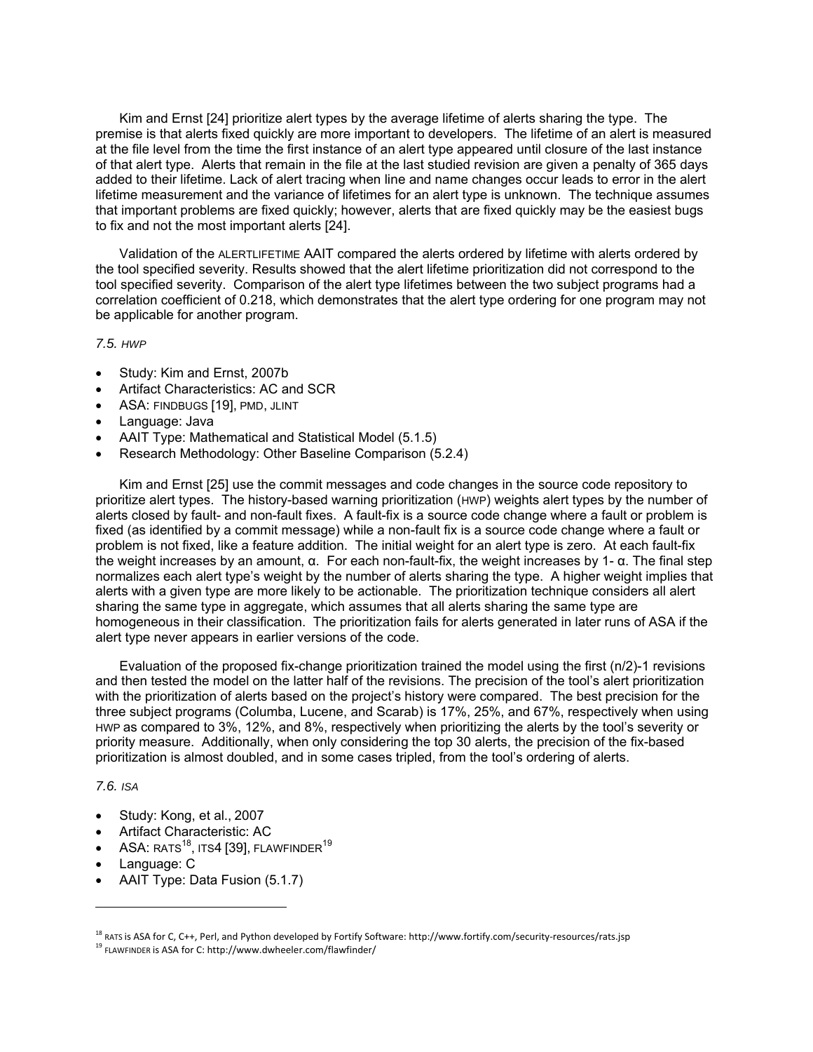Kim and Ernst [24] prioritize alert types by the average lifetime of alerts sharing the type. The premise is that alerts fixed quickly are more important to developers. The lifetime of an alert is measured at the file level from the time the first instance of an alert type appeared until closure of the last instance of that alert type. Alerts that remain in the file at the last studied revision are given a penalty of 365 days added to their lifetime. Lack of alert tracing when line and name changes occur leads to error in the alert lifetime measurement and the variance of lifetimes for an alert type is unknown. The technique assumes that important problems are fixed quickly; however, alerts that are fixed quickly may be the easiest bugs to fix and not the most important alerts [24].

Validation of the ALERTLIFETIME AAIT compared the alerts ordered by lifetime with alerts ordered by the tool specified severity. Results showed that the alert lifetime prioritization did not correspond to the tool specified severity. Comparison of the alert type lifetimes between the two subject programs had a correlation coefficient of 0.218, which demonstrates that the alert type ordering for one program may not be applicable for another program.

### *7.5. HWP*

- Study: Kim and Ernst, 2007b
- Artifact Characteristics: AC and SCR
- ASA: FINDBUGS [19], PMD, JLINT
- Language: Java
- AAIT Type: Mathematical and Statistical Model (5.1.5)
- Research Methodology: Other Baseline Comparison (5.2.4)

Kim and Ernst [25] use the commit messages and code changes in the source code repository to prioritize alert types. The history-based warning prioritization (HWP) weights alert types by the number of alerts closed by fault- and non-fault fixes. A fault-fix is a source code change where a fault or problem is fixed (as identified by a commit message) while a non-fault fix is a source code change where a fault or problem is not fixed, like a feature addition. The initial weight for an alert type is zero. At each fault-fix the weight increases by an amount, α. For each non-fault-fix, the weight increases by 1- α. The final step normalizes each alert type's weight by the number of alerts sharing the type. A higher weight implies that alerts with a given type are more likely to be actionable. The prioritization technique considers all alert sharing the same type in aggregate, which assumes that all alerts sharing the same type are homogeneous in their classification. The prioritization fails for alerts generated in later runs of ASA if the alert type never appears in earlier versions of the code.

Evaluation of the proposed fix-change prioritization trained the model using the first (n/2)-1 revisions and then tested the model on the latter half of the revisions. The precision of the tool's alert prioritization with the prioritization of alerts based on the project's history were compared. The best precision for the three subject programs (Columba, Lucene, and Scarab) is 17%, 25%, and 67%, respectively when using HWP as compared to 3%, 12%, and 8%, respectively when prioritizing the alerts by the tool's severity or priority measure. Additionally, when only considering the top 30 alerts, the precision of the fix-based prioritization is almost doubled, and in some cases tripled, from the tool's ordering of alerts.

### *7.6. ISA*

- Study: Kong, et al., 2007
- Artifact Characteristic: AC
- ASA: RATS[18], ITS4 [39], FLAWFINDER[19]
- Language: C
- AAIT Type: Data Fusion (5.1.7)

---

[18] RATS is ASA for C, C++, Perl, and Python developed by Fortify Software: http://www.fortify.com/security-resources/rats.jsp

[19] FLAWFINDER is ASA for C: http://www.dwheeler.com/flawfinder/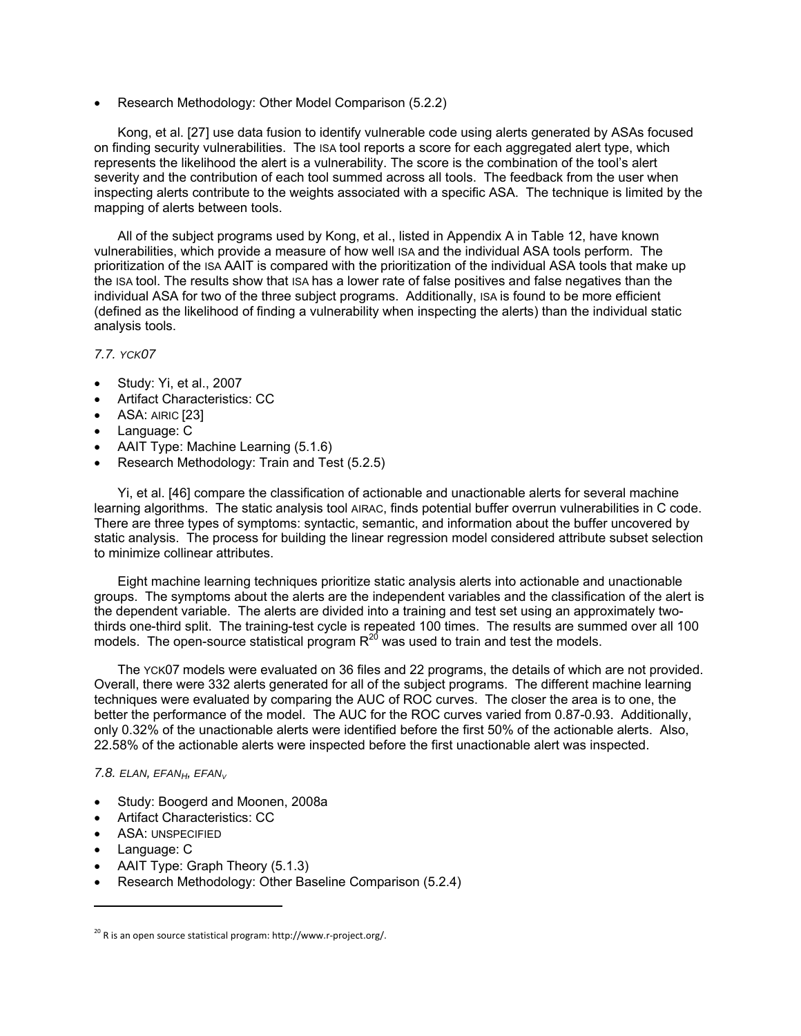- Research Methodology: Other Model Comparison (5.2.2)

Kong, et al. [27] use data fusion to identify vulnerable code using alerts generated by ASAs focused on finding security vulnerabilities. The ISA tool reports a score for each aggregated alert type, which represents the likelihood the alert is a vulnerability. The score is the combination of the tool's alert severity and the contribution of each tool summed across all tools. The feedback from the user when inspecting alerts contribute to the weights associated with a specific ASA. The technique is limited by the mapping of alerts between tools.

All of the subject programs used by Kong, et al., listed in Appendix A in Table 12, have known vulnerabilities, which provide a measure of how well ISA and the individual ASA tools perform. The prioritization of the ISA AAIT is compared with the prioritization of the individual ASA tools that make up the ISA tool. The results show that ISA has a lower rate of false positives and false negatives than the individual ASA for two of the three subject programs. Additionally, ISA is found to be more efficient (defined as the likelihood of finding a vulnerability when inspecting the alerts) than the individual static analysis tools.

### *7.7. YCK07*

- Study: Yi, et al., 2007
- Artifact Characteristics: CC
- ASA: AIRIC [23]
- Language: C
- AAIT Type: Machine Learning (5.1.6)
- Research Methodology: Train and Test (5.2.5)

Yi, et al. [46] compare the classification of actionable and unactionable alerts for several machine learning algorithms. The static analysis tool AIRAC, finds potential buffer overrun vulnerabilities in C code. There are three types of symptoms: syntactic, semantic, and information about the buffer uncovered by static analysis. The process for building the linear regression model considered attribute subset selection to minimize collinear attributes.

Eight machine learning techniques prioritize static analysis alerts into actionable and unactionable groups. The symptoms about the alerts are the independent variables and the classification of the alert is the dependent variable. The alerts are divided into a training and test set using an approximately two-thirds one-third split. The training-test cycle is repeated 100 times. The results are summed over all 100 models. The open-source statistical program R[20] was used to train and test the models.

The YCK07 models were evaluated on 36 files and 22 programs, the details of which are not provided. Overall, there were 332 alerts generated for all of the subject programs. The different machine learning techniques were evaluated by comparing the AUC of ROC curves. The closer the area is to one, the better the performance of the model. The AUC for the ROC curves varied from 0.87-0.93. Additionally, only 0.32% of the unactionable alerts were identified before the first 50% of the actionable alerts. Also, 22.58% of the actionable alerts were inspected before the first unactionable alert was inspected.

### *7.8. ELAN, $EFAN_H$, $EFAN_V$*

- Study: Boogerd and Moonen, 2008a
- Artifact Characteristics: CC
- ASA: UNSPECIFIED
- Language: C
- AAIT Type: Graph Theory (5.1.3)
- Research Methodology: Other Baseline Comparison (5.2.4)

---

[20] R is an open source statistical program: http://www.r-project.org/.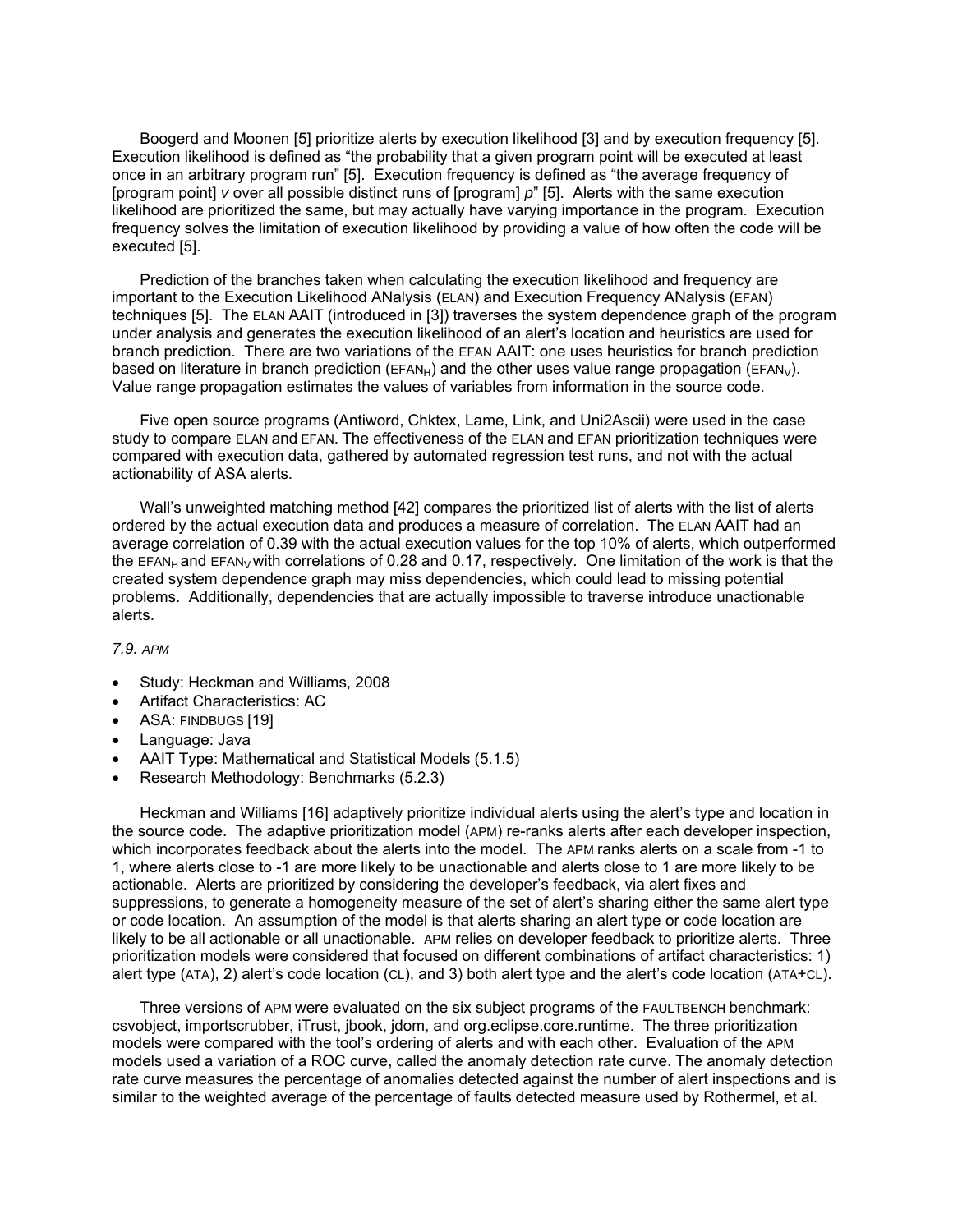Boogerd and Moonen [5] prioritize alerts by execution likelihood [3] and by execution frequency [5]. Execution likelihood is defined as "the probability that a given program point will be executed at least once in an arbitrary program run" [5]. Execution frequency is defined as "the average frequency of [program point] *v* over all possible distinct runs of [program] *p*" [5]. Alerts with the same execution likelihood are prioritized the same, but may actually have varying importance in the program. Execution frequency solves the limitation of execution likelihood by providing a value of how often the code will be executed [5].

Prediction of the branches taken when calculating the execution likelihood and frequency are important to the Execution Likelihood ANalysis (ELAN) and Execution Frequency ANalysis (EFAN) techniques [5]. The ELAN AAIT (introduced in [3]) traverses the system dependence graph of the program under analysis and generates the execution likelihood of an alert's location and heuristics are used for branch prediction. There are two variations of the EFAN AAIT: one uses heuristics for branch prediction based on literature in branch prediction ($EFAN_H$) and the other uses value range propagation ($EFAN_V$). Value range propagation estimates the values of variables from information in the source code.

Five open source programs (Antiword, Chktex, Lame, Link, and Uni2Ascii) were used in the case study to compare ELAN and EFAN. The effectiveness of the ELAN and EFAN prioritization techniques were compared with execution data, gathered by automated regression test runs, and not with the actual actionability of ASA alerts.

Wall's unweighted matching method [42] compares the prioritized list of alerts with the list of alerts ordered by the actual execution data and produces a measure of correlation. The ELAN AAIT had an average correlation of 0.39 with the actual execution values for the top 10% of alerts, which outperformed the $EFAN_H$ and $EFAN_V$ with correlations of 0.28 and 0.17, respectively. One limitation of the work is that the created system dependence graph may miss dependencies, which could lead to missing potential problems. Additionally, dependencies that are actually impossible to traverse introduce unactionable alerts.

### *7.9. APM*

- Study: Heckman and Williams, 2008
- Artifact Characteristics: AC
- ASA: FINDBUGS [19]
- Language: Java
- AAIT Type: Mathematical and Statistical Models (5.1.5)
- Research Methodology: Benchmarks (5.2.3)

Heckman and Williams [16] adaptively prioritize individual alerts using the alert's type and location in the source code. The adaptive prioritization model (APM) re-ranks alerts after each developer inspection, which incorporates feedback about the alerts into the model. The APM ranks alerts on a scale from -1 to 1, where alerts close to -1 are more likely to be unactionable and alerts close to 1 are more likely to be actionable. Alerts are prioritized by considering the developer's feedback, via alert fixes and suppressions, to generate a homogeneity measure of the set of alert's sharing either the same alert type or code location. An assumption of the model is that alerts sharing an alert type or code location are likely to be all actionable or all unactionable. APM relies on developer feedback to prioritize alerts. Three prioritization models were considered that focused on different combinations of artifact characteristics: 1) alert type (ATA), 2) alert's code location (CL), and 3) both alert type and the alert's code location (ATA+CL).

Three versions of APM were evaluated on the six subject programs of the FAULTBENCH benchmark: csvobject, importscrubber, iTrust, jbook, jdom, and org.eclipse.core.runtime. The three prioritization models were compared with the tool's ordering of alerts and with each other. Evaluation of the APM models used a variation of a ROC curve, called the anomaly detection rate curve. The anomaly detection rate curve measures the percentage of anomalies detected against the number of alert inspections and is similar to the weighted average of the percentage of faults detected measure used by Rothermel, et al.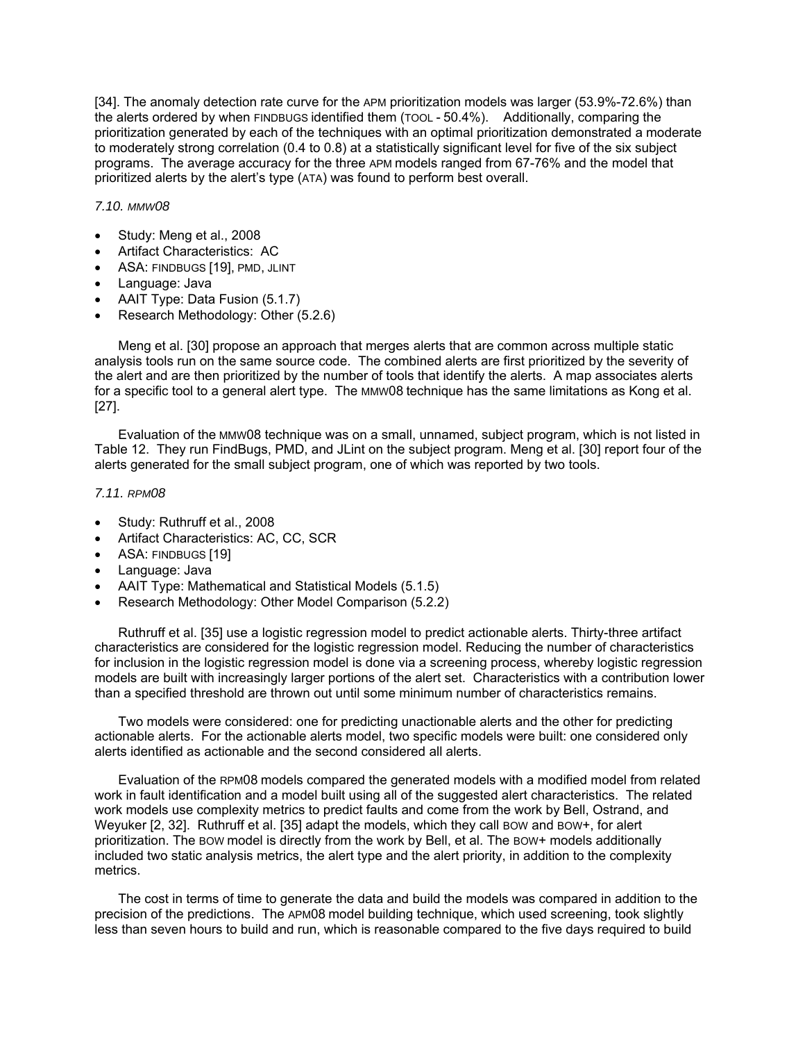[34]. The anomaly detection rate curve for the APM prioritization models was larger (53.9%-72.6%) than the alerts ordered by when FINDBUGS identified them (TOOL - 50.4%). Additionally, comparing the prioritization generated by each of the techniques with an optimal prioritization demonstrated a moderate to moderately strong correlation (0.4 to 0.8) at a statistically significant level for five of the six subject programs. The average accuracy for the three APM models ranged from 67-76% and the model that prioritized alerts by the alert's type (ATA) was found to perform best overall.

### 7.10. MMW08

- Study: Meng et al., 2008
- Artifact Characteristics: AC
- ASA: FINDBUGS [19], PMD, JLINT
- Language: Java
- AAIT Type: Data Fusion (5.1.7)
- Research Methodology: Other (5.2.6)

Meng et al. [30] propose an approach that merges alerts that are common across multiple static analysis tools run on the same source code. The combined alerts are first prioritized by the severity of the alert and are then prioritized by the number of tools that identify the alerts. A map associates alerts for a specific tool to a general alert type. The MMW08 technique has the same limitations as Kong et al. [27].

Evaluation of the MMW08 technique was on a small, unnamed, subject program, which is not listed in Table 12. They run FindBugs, PMD, and JLint on the subject program. Meng et al. [30] report four of the alerts generated for the small subject program, one of which was reported by two tools.

### 7.11. RPM08

- Study: Ruthruff et al., 2008
- Artifact Characteristics: AC, CC, SCR
- ASA: FINDBUGS [19]
- Language: Java
- AAIT Type: Mathematical and Statistical Models (5.1.5)
- Research Methodology: Other Model Comparison (5.2.2)

Ruthruff et al. [35] use a logistic regression model to predict actionable alerts. Thirty-three artifact characteristics are considered for the logistic regression model. Reducing the number of characteristics for inclusion in the logistic regression model is done via a screening process, whereby logistic regression models are built with increasingly larger portions of the alert set. Characteristics with a contribution lower than a specified threshold are thrown out until some minimum number of characteristics remains.

Two models were considered: one for predicting unactionable alerts and the other for predicting actionable alerts. For the actionable alerts model, two specific models were built: one considered only alerts identified as actionable and the second considered all alerts.

Evaluation of the RPM08 models compared the generated models with a modified model from related work in fault identification and a model built using all of the suggested alert characteristics. The related work models use complexity metrics to predict faults and come from the work by Bell, Ostrand, and Weyuker [2, 32]. Ruthruff et al. [35] adapt the models, which they call BOW and BOW+, for alert prioritization. The BOW model is directly from the work by Bell, et al. The BOW+ models additionally included two static analysis metrics, the alert type and the alert priority, in addition to the complexity metrics.

The cost in terms of time to generate the data and build the models was compared in addition to the precision of the predictions. The APM08 model building technique, which used screening, took slightly less than seven hours to build and run, which is reasonable compared to the five days required to build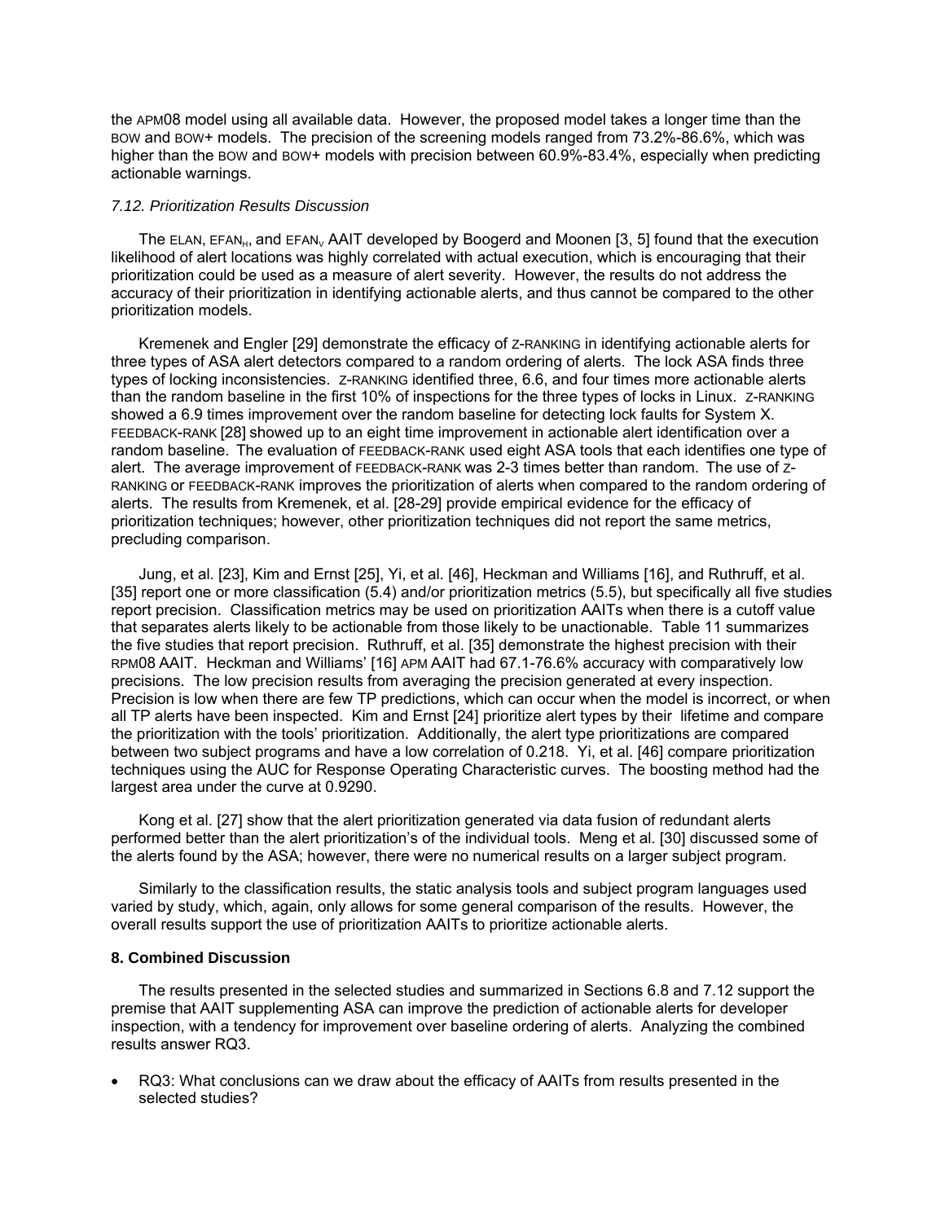the APM08 model using all available data. However, the proposed model takes a longer time than the BOW and BOW+ models. The precision of the screening models ranged from 73.2%-86.6%, which was higher than the BOW and BOW+ models with precision between 60.9%-83.4%, especially when predicting actionable warnings.

### *7.12. Prioritization Results Discussion*

The ELAN, $EFAN_H$, and $EFAN_V$ AAIT developed by Boogerd and Moonen [3, 5] found that the execution likelihood of alert locations was highly correlated with actual execution, which is encouraging that their prioritization could be used as a measure of alert severity. However, the results do not address the accuracy of their prioritization in identifying actionable alerts, and thus cannot be compared to the other prioritization models.

Kremenek and Engler [29] demonstrate the efficacy of Z-RANKING in identifying actionable alerts for three types of ASA alert detectors compared to a random ordering of alerts. The lock ASA finds three types of locking inconsistencies. Z-RANKING identified three, 6.6, and four times more actionable alerts than the random baseline in the first 10% of inspections for the three types of locks in Linux. Z-RANKING showed a 6.9 times improvement over the random baseline for detecting lock faults for System X. FEEDBACK-RANK [28] showed up to an eight time improvement in actionable alert identification over a random baseline. The evaluation of FEEDBACK-RANK used eight ASA tools that each identifies one type of alert. The average improvement of FEEDBACK-RANK was 2-3 times better than random. The use of Z-RANKING or FEEDBACK-RANK improves the prioritization of alerts when compared to the random ordering of alerts. The results from Kremenek, et al. [28-29] provide empirical evidence for the efficacy of prioritization techniques; however, other prioritization techniques did not report the same metrics, precluding comparison.

Jung, et al. [23], Kim and Ernst [25], Yi, et al. [46], Heckman and Williams [16], and Ruthruff, et al. [35] report one or more classification (5.4) and/or prioritization metrics (5.5), but specifically all five studies report precision. Classification metrics may be used on prioritization AAITs when there is a cutoff value that separates alerts likely to be actionable from those likely to be unactionable. Table 11 summarizes the five studies that report precision. Ruthruff, et al. [35] demonstrate the highest precision with their RPM08 AAIT. Heckman and Williams' [16] APM AAIT had 67.1-76.6% accuracy with comparatively low precisions. The low precision results from averaging the precision generated at every inspection. Precision is low when there are few TP predictions, which can occur when the model is incorrect, or when all TP alerts have been inspected. Kim and Ernst [24] prioritize alert types by their lifetime and compare the prioritization with the tools' prioritization. Additionally, the alert type prioritizations are compared between two subject programs and have a low correlation of 0.218. Yi, et al. [46] compare prioritization techniques using the AUC for Response Operating Characteristic curves. The boosting method had the largest area under the curve at 0.9290.

Kong et al. [27] show that the alert prioritization generated via data fusion of redundant alerts performed better than the alert prioritization's of the individual tools. Meng et al. [30] discussed some of the alerts found by the ASA; however, there were no numerical results on a larger subject program.

Similarly to the classification results, the static analysis tools and subject program languages used varied by study, which, again, only allows for some general comparison of the results. However, the overall results support the use of prioritization AAITs to prioritize actionable alerts.

## 8. Combined Discussion

The results presented in the selected studies and summarized in Sections 6.8 and 7.12 support the premise that AAIT supplementing ASA can improve the prediction of actionable alerts for developer inspection, with a tendency for improvement over baseline ordering of alerts. Analyzing the combined results answer RQ3.

- RQ3: What conclusions can we draw about the efficacy of AAITs from results presented in the selected studies?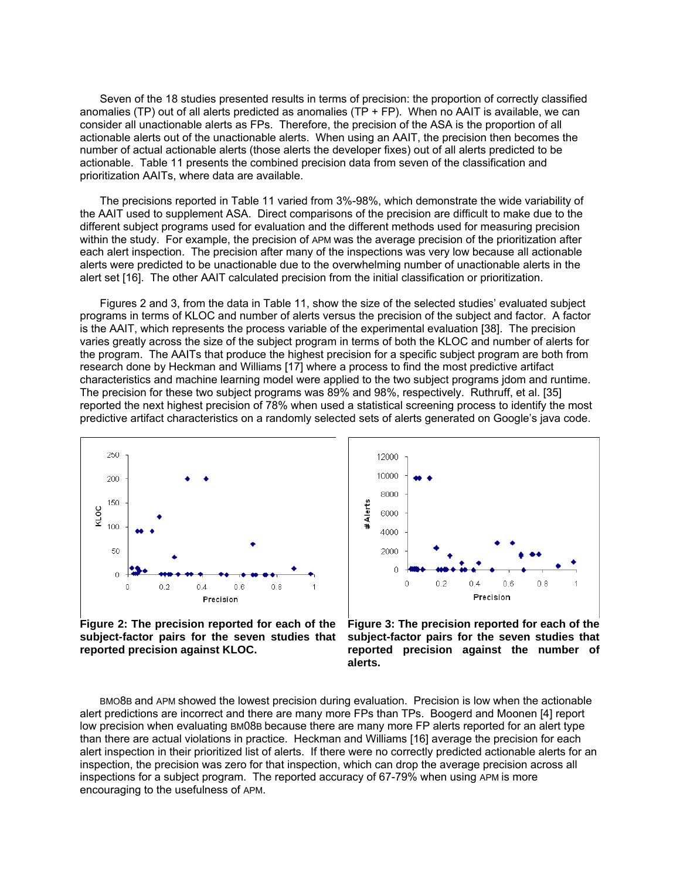Seven of the 18 studies presented results in terms of precision: the proportion of correctly classified anomalies (TP) out of all alerts predicted as anomalies (TP + FP). When no AAIT is available, we can consider all unactionable alerts as FPs. Therefore, the precision of the ASA is the proportion of all actionable alerts out of the unactionable alerts. When using an AAIT, the precision then becomes the number of actual actionable alerts (those alerts the developer fixes) out of all alerts predicted to be actionable. Table 11 presents the combined precision data from seven of the classification and prioritization AAITs, where data are available.

The precisions reported in Table 11 varied from 3%-98%, which demonstrate the wide variability of the AAIT used to supplement ASA. Direct comparisons of the precision are difficult to make due to the different subject programs used for evaluation and the different methods used for measuring precision within the study. For example, the precision of APM was the average precision of the prioritization after each alert inspection. The precision after many of the inspections was very low because all actionable alerts were predicted to be unactionable due to the overwhelming number of unactionable alerts in the alert set [16]. The other AAIT calculated precision from the initial classification or prioritization.

Figures 2 and 3, from the data in Table 11, show the size of the selected studies' evaluated subject programs in terms of KLOC and number of alerts versus the precision of the subject and factor. A factor is the AAIT, which represents the process variable of the experimental evaluation [38]. The precision varies greatly across the size of the subject program in terms of both the KLOC and number of alerts for the program. The AAITs that produce the highest precision for a specific subject program are both from research done by Heckman and Williams [17] where a process to find the most predictive artifact characteristics and machine learning model were applied to the two subject programs jdom and runtime. The precision for these two subject programs was 89% and 98%, respectively. Ruthruff, et al. [35] reported the next highest precision of 78% when used a statistical screening process to identify the most predictive artifact characteristics on a randomly selected sets of alerts generated on Google's java code.

**Figure 2: The precision reported for each of the subject-factor pairs for the seven studies that reported precision against KLOC.**

**Figure 3: The precision reported for each of the subject-factor pairs for the seven studies that reported precision against the number of alerts.**

BMO8B and APM showed the lowest precision during evaluation. Precision is low when the actionable alert predictions are incorrect and there are many more FPs than TPs. Boogerd and Moonen [4] report low precision when evaluating BM08B because there are many more FP alerts reported for an alert type than there are actual violations in practice. Heckman and Williams [16] average the precision for each alert inspection in their prioritized list of alerts. If there were no correctly predicted actionable alerts for an inspection, the precision was zero for that inspection, which can drop the average precision across all inspections for a subject program. The reported accuracy of 67-79% when using APM is more encouraging to the usefulness of APM.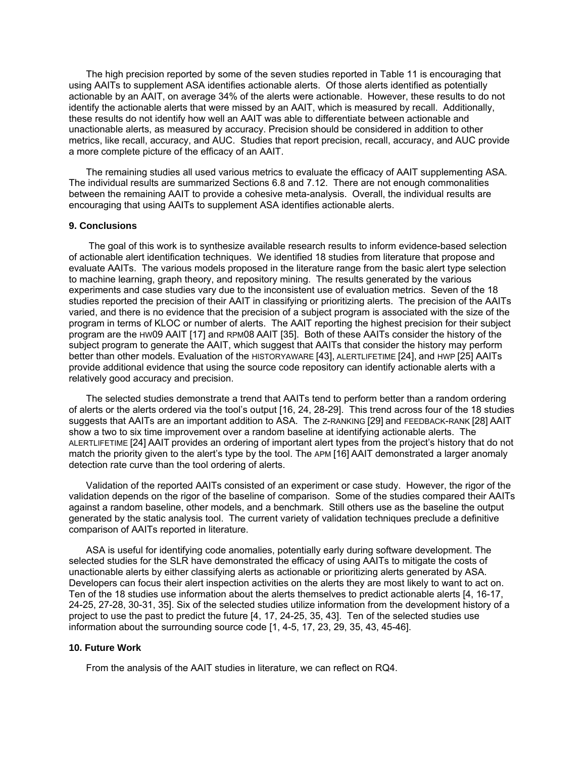The high precision reported by some of the seven studies reported in Table 11 is encouraging that using AAITs to supplement ASA identifies actionable alerts. Of those alerts identified as potentially actionable by an AAIT, on average 34% of the alerts were actionable. However, these results to do not identify the actionable alerts that were missed by an AAIT, which is measured by recall. Additionally, these results do not identify how well an AAIT was able to differentiate between actionable and unactionable alerts, as measured by accuracy. Precision should be considered in addition to other metrics, like recall, accuracy, and AUC. Studies that report precision, recall, accuracy, and AUC provide a more complete picture of the efficacy of an AAIT.

The remaining studies all used various metrics to evaluate the efficacy of AAIT supplementing ASA. The individual results are summarized Sections 6.8 and 7.12. There are not enough commonalities between the remaining AAIT to provide a cohesive meta-analysis. Overall, the individual results are encouraging that using AAITs to supplement ASA identifies actionable alerts.

### 9. Conclusions

The goal of this work is to synthesize available research results to inform evidence-based selection of actionable alert identification techniques. We identified 18 studies from literature that propose and evaluate AAITs. The various models proposed in the literature range from the basic alert type selection to machine learning, graph theory, and repository mining. The results generated by the various experiments and case studies vary due to the inconsistent use of evaluation metrics. Seven of the 18 studies reported the precision of their AAIT in classifying or prioritizing alerts. The precision of the AAITs varied, and there is no evidence that the precision of a subject program is associated with the size of the program in terms of KLOC or number of alerts. The AAIT reporting the highest precision for their subject program are the HW09 AAIT [17] and RPM08 AAIT [35]. Both of these AAITs consider the history of the subject program to generate the AAIT, which suggest that AAITs that consider the history may perform better than other models. Evaluation of the HISTORYAWARE [43], ALERTLIFETIME [24], and HWP [25] AAITs provide additional evidence that using the source code repository can identify actionable alerts with a relatively good accuracy and precision.

The selected studies demonstrate a trend that AAITs tend to perform better than a random ordering of alerts or the alerts ordered via the tool's output [16, 24, 28-29]. This trend across four of the 18 studies suggests that AAITs are an important addition to ASA. The Z-RANKING [29] and FEEDBACK-RANK [28] AAIT show a two to six time improvement over a random baseline at identifying actionable alerts. The ALERTLIFETIME [24] AAIT provides an ordering of important alert types from the project's history that do not match the priority given to the alert's type by the tool. The APM [16] AAIT demonstrated a larger anomaly detection rate curve than the tool ordering of alerts.

Validation of the reported AAITs consisted of an experiment or case study. However, the rigor of the validation depends on the rigor of the baseline of comparison. Some of the studies compared their AAITs against a random baseline, other models, and a benchmark. Still others use as the baseline the output generated by the static analysis tool. The current variety of validation techniques preclude a definitive comparison of AAITs reported in literature.

ASA is useful for identifying code anomalies, potentially early during software development. The selected studies for the SLR have demonstrated the efficacy of using AAITs to mitigate the costs of unactionable alerts by either classifying alerts as actionable or prioritizing alerts generated by ASA. Developers can focus their alert inspection activities on the alerts they are most likely to want to act on. Ten of the 18 studies use information about the alerts themselves to predict actionable alerts [4, 16-17, 24-25, 27-28, 30-31, 35]. Six of the selected studies utilize information from the development history of a project to use the past to predict the future [4, 17, 24-25, 35, 43]. Ten of the selected studies use information about the surrounding source code [1, 4-5, 17, 23, 29, 35, 43, 45-46].

### 10. Future Work

From the analysis of the AAIT studies in literature, we can reflect on RQ4.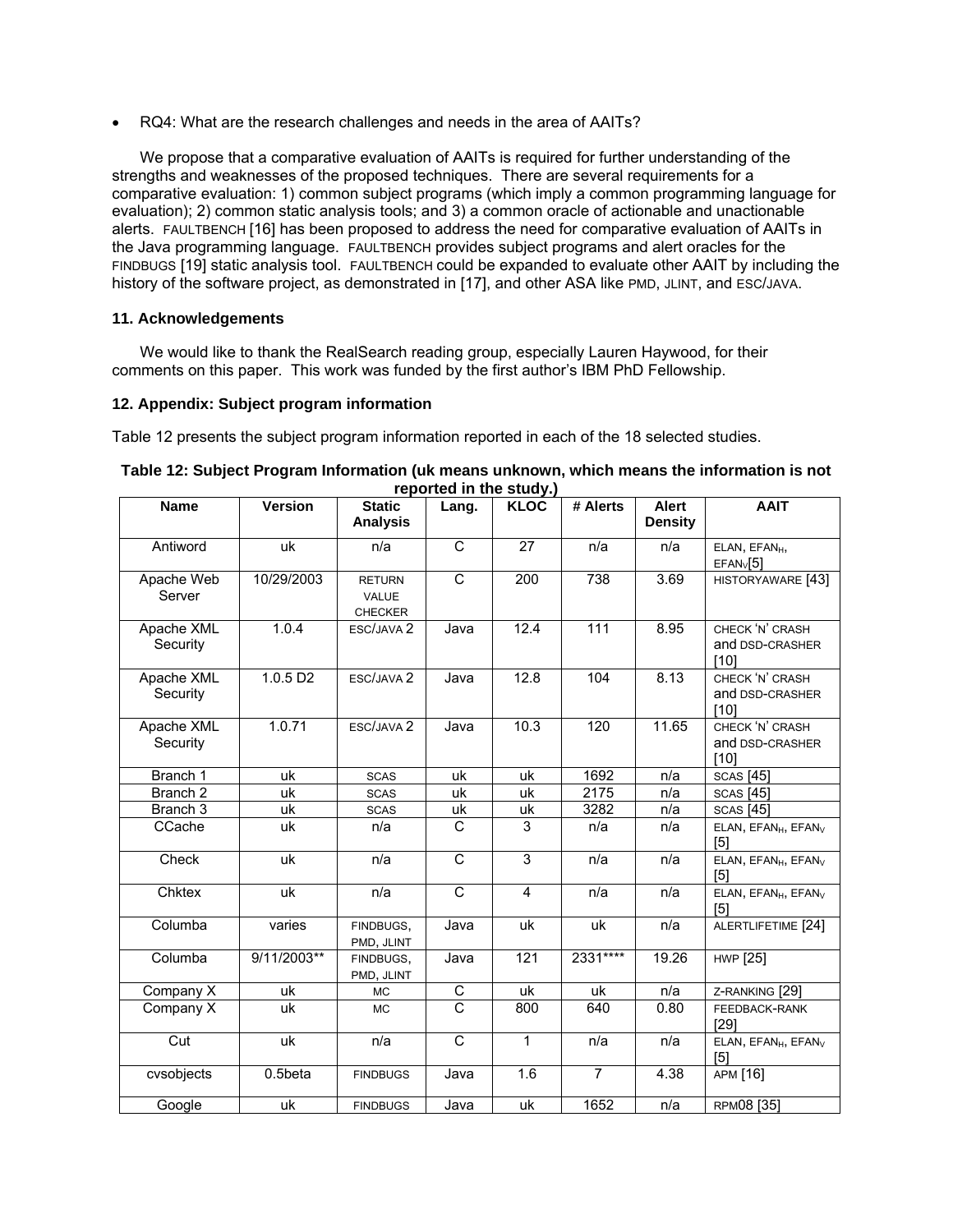- RQ4: What are the research challenges and needs in the area of AAITs?

We propose that a comparative evaluation of AAITs is required for further understanding of the strengths and weaknesses of the proposed techniques. There are several requirements for a comparative evaluation: 1) common subject programs (which imply a common programming language for evaluation); 2) common static analysis tools; and 3) a common oracle of actionable and unactionable alerts. FAULTBENCH [16] has been proposed to address the need for comparative evaluation of AAITs in the Java programming language. FAULTBENCH provides subject programs and alert oracles for the FINDBUGS [19] static analysis tool. FAULTBENCH could be expanded to evaluate other AAIT by including the history of the software project, as demonstrated in [17], and other ASA like PMD, JLINT, and ESC/JAVA.

### 11. Acknowledgements

We would like to thank the RealSearch reading group, especially Lauren Haywood, for their comments on this paper. This work was funded by the first author's IBM PhD Fellowship.

### 12. Appendix: Subject program information

Table 12 presents the subject program information reported in each of the 18 selected studies.

**Table 12: Subject Program Information (uk means unknown, which means the information is not reported in the study.)**

| Name | Version | Static Analysis | Lang. | KLOC | # Alerts | Alert Density | AAIT |
|---|---|---|---|---|---|---|---|
| Antiword | uk | n/a | C | 27 | n/a | n/a | ELAN, $EFAN_H$, $EFAN_V$[5] |
| Apache Web Server | 10/29/2003 | RETURN VALUE CHECKER | C | 200 | 738 | 3.69 | HISTORYAWARE [43] |
| Apache XML Security | 1.0.4 | ESC/JAVA 2 | Java | 12.4 | 111 | 8.95 | CHECK 'N' CRASH and DSD-CRASHER [10] |
| Apache XML Security | 1.0.5 D2 | ESC/JAVA 2 | Java | 12.8 | 104 | 8.13 | CHECK 'N' CRASH and DSD-CRASHER [10] |
| Apache XML Security | 1.0.71 | ESC/JAVA 2 | Java | 10.3 | 120 | 11.65 | CHECK 'N' CRASH and DSD-CRASHER [10] |
| Branch 1 | uk | SCAS | uk | uk | 1692 | n/a | SCAS [45] |
| Branch 2 | uk | SCAS | uk | uk | 2175 | n/a | SCAS [45] |
| Branch 3 | uk | SCAS | uk | uk | 3282 | n/a | SCAS [45] |
| CCache | uk | n/a | C | 3 | n/a | n/a | ELAN, $EFAN_H$, $EFAN_V$ [5] |
| Check | uk | n/a | C | 3 | n/a | n/a | ELAN, $EFAN_H$, $EFAN_V$ [5] |
| Chktex | uk | n/a | C | 4 | n/a | n/a | ELAN, $EFAN_H$, $EFAN_V$ [5] |
| Columba | varies | FINDBUGS, PMD, JLINT | Java | uk | uk | n/a | ALERTLIFETIME [24] |
| Columba | 9/11/2003** | FINDBUGS, PMD, JLINT | Java | 121 | 2331**** | 19.26 | HWP [25] |
| Company X | uk | MC | C | uk | uk | n/a | Z-RANKING [29] |
| Company X | uk | MC | C | 800 | 640 | 0.80 | FEEDBACK-RANK [29] |
| Cut | uk | n/a | C | 1 | n/a | n/a | ELAN, $EFAN_H$, $EFAN_V$ [5] |
| cvsobjects | 0.5beta | FINDBUGS | Java | 1.6 | 7 | 4.38 | APM [16] |
| Google | uk | FINDBUGS | Java | uk | 1652 | n/a | RPM08 [35] |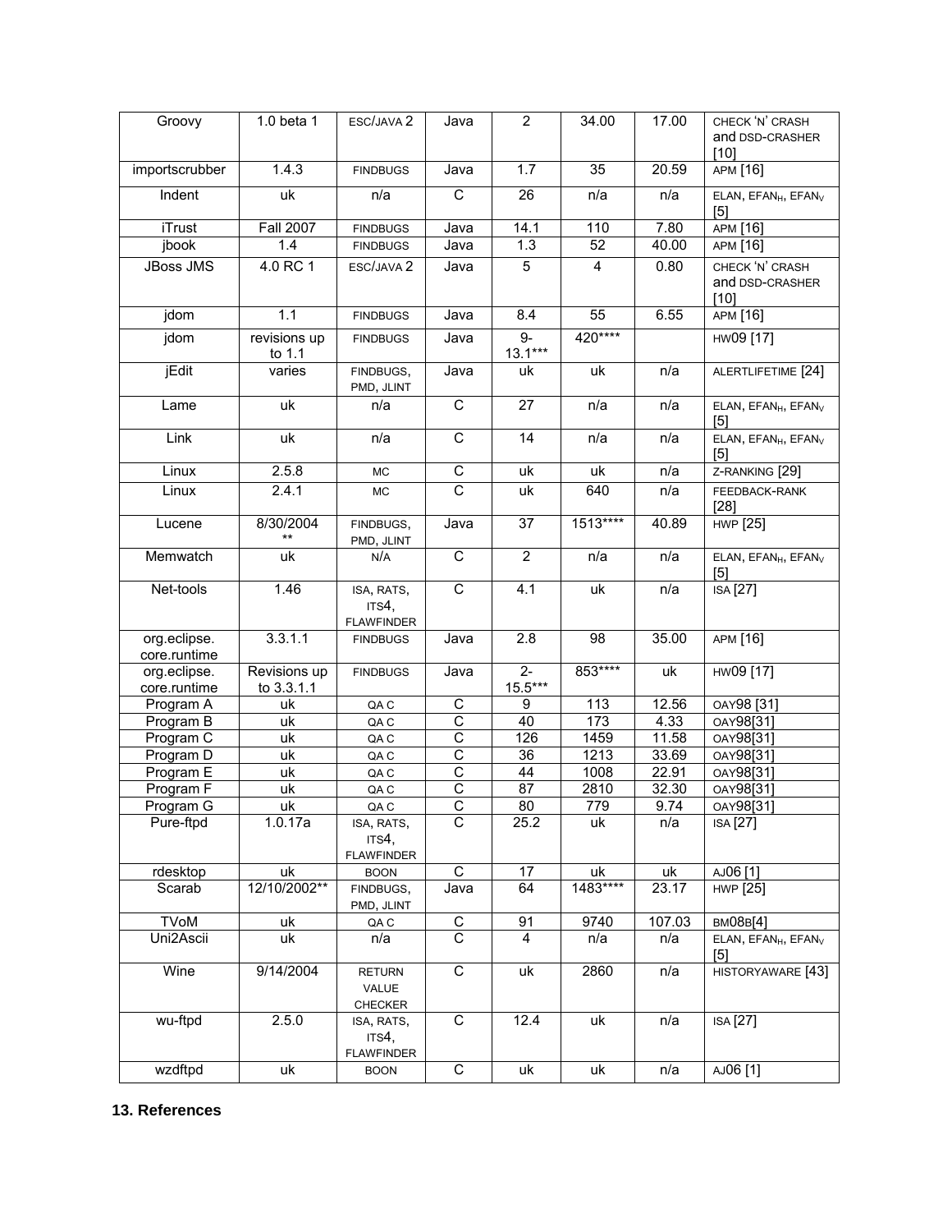| Groovy | 1.0 beta 1 | ESC/JAVA 2 | Java | 2 | 34.00 | 17.00 | CHECK 'N' CRASH and DSD-CRASHER [10] |
|---|---|---|---|---|---|---|---|
| importscrubber | 1.4.3 | FINDBUGS | Java | 1.7 | 35 | 20.59 | APM [16] |
| Indent | uk | n/a | C | 26 | n/a | n/a | ELAN, $EFAN_H$, $EFAN_V$ [5] |
| iTrust | Fall 2007 | FINDBUGS | Java | 14.1 | 110 | 7.80 | APM [16] |
| jbook | 1.4 | FINDBUGS | Java | 1.3 | 52 | 40.00 | APM [16] |
| JBoss JMS | 4.0 RC 1 | ESC/JAVA 2 | Java | 5 | 4 | 0.80 | CHECK 'N' CRASH and DSD-CRASHER [10] |
| jdom | 1.1 | FINDBUGS | Java | 8.4 | 55 | 6.55 | APM [16] |
| jdom | revisions up to 1.1 | FINDBUGS | Java | 9-13.1*** | 420**** | | HW09 [17] |
| jEdit | varies | FINDBUGS, PMD, JLINT | Java | uk | uk | n/a | ALERTLIFETIME [24] |
| Lame | uk | n/a | C | 27 | n/a | n/a | ELAN, $EFAN_H$, $EFAN_V$ [5] |
| Link | uk | n/a | C | 14 | n/a | n/a | ELAN, $EFAN_H$, $EFAN_V$ [5] |
| Linux | 2.5.8 | MC | C | uk | uk | n/a | Z-RANKING [29] |
| Linux | 2.4.1 | MC | C | uk | 640 | n/a | FEEDBACK-RANK [28] |
| Lucene | 8/30/2004 ** | FINDBUGS, PMD, JLINT | Java | 37 | 1513**** | 40.89 | HWP [25] |
| Memwatch | uk | N/A | C | 2 | n/a | n/a | ELAN, $EFAN_H$, $EFAN_V$ [5] |
| Net-tools | 1.46 | ISA, RATS, ITS4, FLAWFINDER | C | 4.1 | uk | n/a | ISA [27] |
| org.eclipse.core.runtime | 3.3.1.1 | FINDBUGS | Java | 2.8 | 98 | 35.00 | APM [16] |
| org.eclipse.core.runtime | Revisions up to 3.3.1.1 | FINDBUGS | Java | 2-15.5*** | 853**** | uk | HW09 [17] |
| Program A | uk | QA C | C | 9 | 113 | 12.56 | OAY98 [31] |
| Program B | uk | QA C | C | 40 | 173 | 4.33 | OAY98[31] |
| Program C | uk | QA C | C | 126 | 1459 | 11.58 | OAY98[31] |
| Program D | uk | QA C | C | 36 | 1213 | 33.69 | OAY98[31] |
| Program E | uk | QA C | C | 44 | 1008 | 22.91 | OAY98[31] |
| Program F | uk | QA C | C | 87 | 2810 | 32.30 | OAY98[31] |
| Program G | uk | QA C | C | 80 | 779 | 9.74 | OAY98[31] |
| Pure-ftpd | 1.0.17a | ISA, RATS, ITS4, FLAWFINDER | C | 25.2 | uk | n/a | ISA [27] |
| rdesktop | uk | BOON | C | 17 | uk | uk | AJ06 [1] |
| Scarab | 12/10/2002** | FINDBUGS, PMD, JLINT | Java | 64 | 1483**** | 23.17 | HWP [25] |
| TVoM | uk | QA C | C | 91 | 9740 | 107.03 | BM08B[4] |
| Uni2Ascii | uk | n/a | C | 4 | n/a | n/a | ELAN, $EFAN_H$, $EFAN_V$ [5] |
| Wine | 9/14/2004 | RETURN VALUE CHECKER | C | uk | 2860 | n/a | HISTORYAWARE [43] |
| wu-ftpd | 2.5.0 | ISA, RATS, ITS4, FLAWFINDER | C | 12.4 | uk | n/a | ISA [27] |
| wzdftpd | uk | BOON | C | uk | uk | n/a | AJ06 [1] |

### 13. References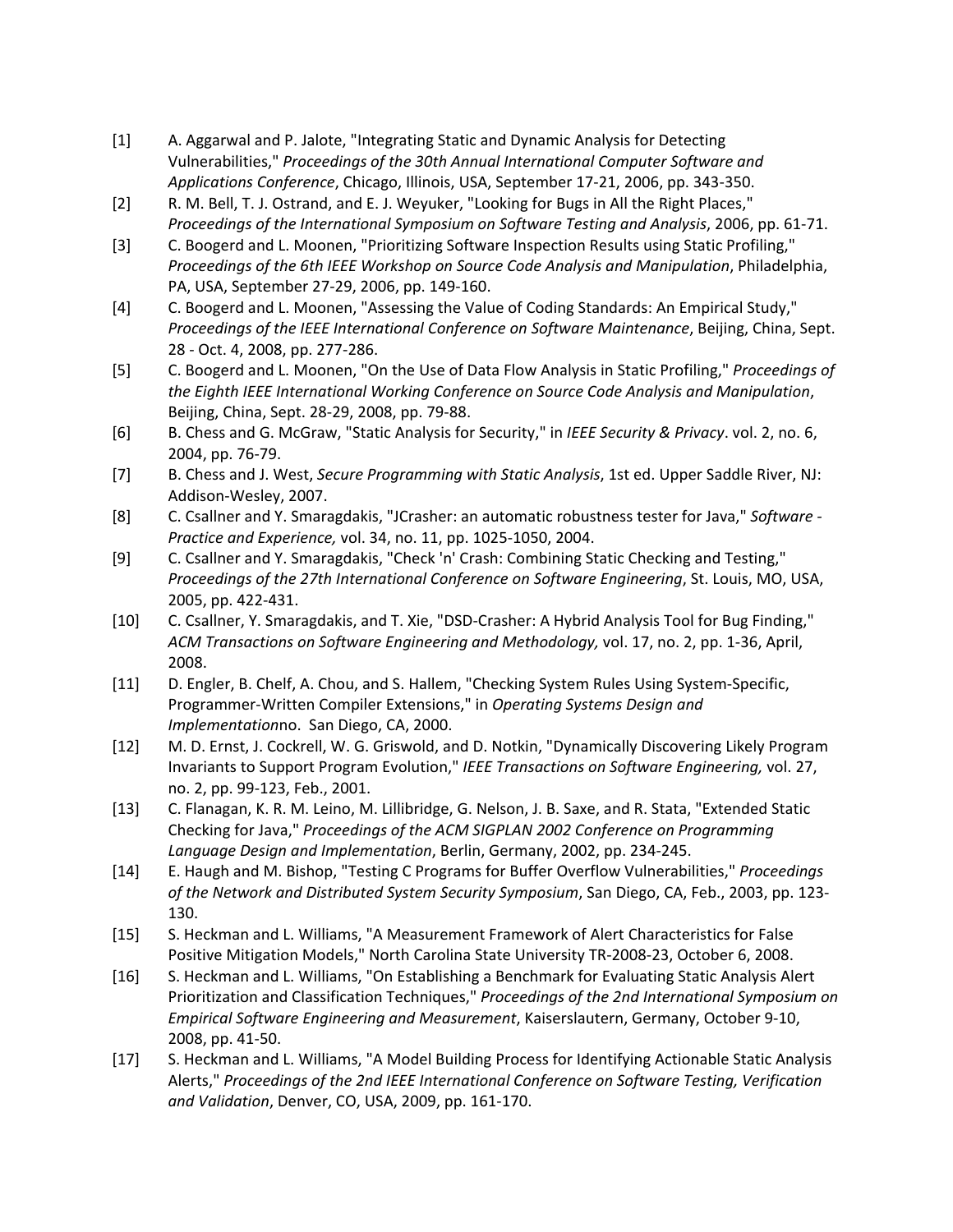[1] A. Aggarwal and P. Jalote, "Integrating Static and Dynamic Analysis for Detecting Vulnerabilities," *Proceedings of the 30th Annual International Computer Software and Applications Conference*, Chicago, Illinois, USA, September 17-21, 2006, pp. 343-350.

[2] R. M. Bell, T. J. Ostrand, and E. J. Weyuker, "Looking for Bugs in All the Right Places," *Proceedings of the International Symposium on Software Testing and Analysis*, 2006, pp. 61-71.

[3] C. Boogerd and L. Moonen, "Prioritizing Software Inspection Results using Static Profiling," *Proceedings of the 6th IEEE Workshop on Source Code Analysis and Manipulation*, Philadelphia, PA, USA, September 27-29, 2006, pp. 149-160.

[4] C. Boogerd and L. Moonen, "Assessing the Value of Coding Standards: An Empirical Study," *Proceedings of the IEEE International Conference on Software Maintenance*, Beijing, China, Sept. 28 - Oct. 4, 2008, pp. 277-286.

[5] C. Boogerd and L. Moonen, "On the Use of Data Flow Analysis in Static Profiling," *Proceedings of the Eighth IEEE International Working Conference on Source Code Analysis and Manipulation*, Beijing, China, Sept. 28-29, 2008, pp. 79-88.

[6] B. Chess and G. McGraw, "Static Analysis for Security," in *IEEE Security & Privacy*. vol. 2, no. 6, 2004, pp. 76-79.

[7] B. Chess and J. West, *Secure Programming with Static Analysis*, 1st ed. Upper Saddle River, NJ: Addison-Wesley, 2007.

[8] C. Csallner and Y. Smaragdakis, "JCrasher: an automatic robustness tester for Java," *Software - Practice and Experience,* vol. 34, no. 11, pp. 1025-1050, 2004.

[9] C. Csallner and Y. Smaragdakis, "Check 'n' Crash: Combining Static Checking and Testing," *Proceedings of the 27th International Conference on Software Engineering*, St. Louis, MO, USA, 2005, pp. 422-431.

[10] C. Csallner, Y. Smaragdakis, and T. Xie, "DSD-Crasher: A Hybrid Analysis Tool for Bug Finding," *ACM Transactions on Software Engineering and Methodology,* vol. 17, no. 2, pp. 1-36, April, 2008.

[11] D. Engler, B. Chelf, A. Chou, and S. Hallem, "Checking System Rules Using System-Specific, Programmer-Written Compiler Extensions," in *Operating Systems Design and Implementation*no. San Diego, CA, 2000.

[12] M. D. Ernst, J. Cockrell, W. G. Griswold, and D. Notkin, "Dynamically Discovering Likely Program Invariants to Support Program Evolution," *IEEE Transactions on Software Engineering,* vol. 27, no. 2, pp. 99-123, Feb., 2001.

[13] C. Flanagan, K. R. M. Leino, M. Lillibridge, G. Nelson, J. B. Saxe, and R. Stata, "Extended Static Checking for Java," *Proceedings of the ACM SIGPLAN 2002 Conference on Programming Language Design and Implementation*, Berlin, Germany, 2002, pp. 234-245.

[14] E. Haugh and M. Bishop, "Testing C Programs for Buffer Overflow Vulnerabilities," *Proceedings of the Network and Distributed System Security Symposium*, San Diego, CA, Feb., 2003, pp. 123-130.

[15] S. Heckman and L. Williams, "A Measurement Framework of Alert Characteristics for False Positive Mitigation Models," North Carolina State University TR-2008-23, October 6, 2008.

[16] S. Heckman and L. Williams, "On Establishing a Benchmark for Evaluating Static Analysis Alert Prioritization and Classification Techniques," *Proceedings of the 2nd International Symposium on Empirical Software Engineering and Measurement*, Kaiserslautern, Germany, October 9-10, 2008, pp. 41-50.

[17] S. Heckman and L. Williams, "A Model Building Process for Identifying Actionable Static Analysis Alerts," *Proceedings of the 2nd IEEE International Conference on Software Testing, Verification and Validation*, Denver, CO, USA, 2009, pp. 161-170.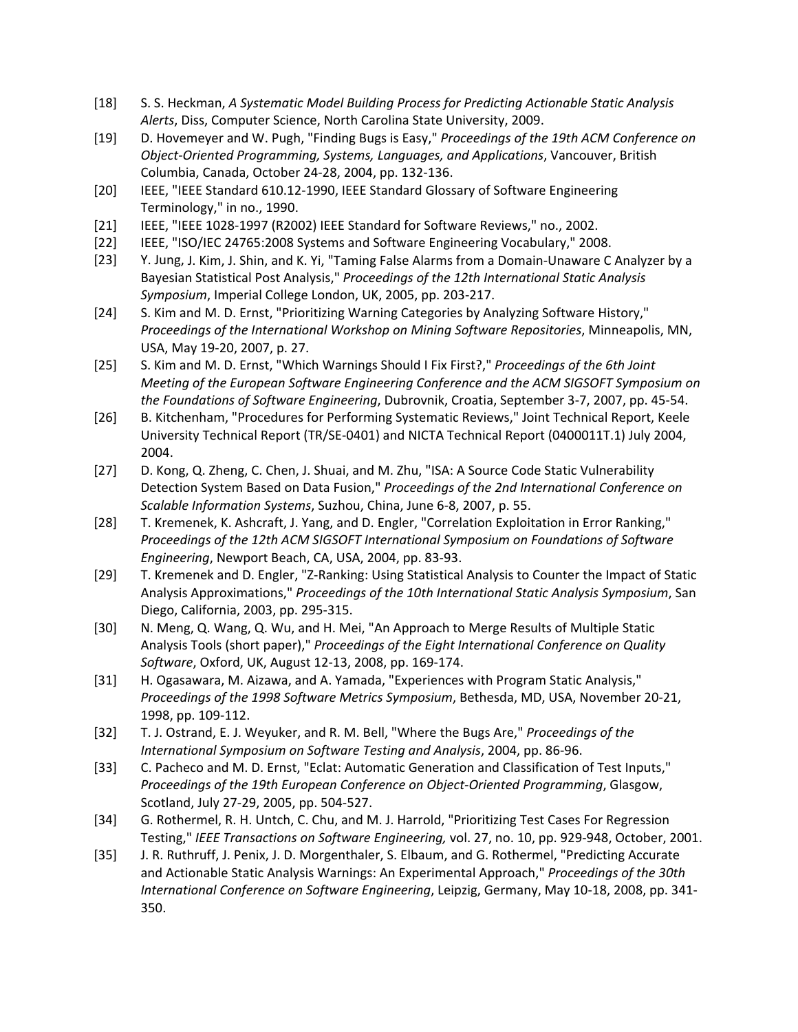[18] S. S. Heckman, *A Systematic Model Building Process for Predicting Actionable Static Analysis Alerts*, Diss, Computer Science, North Carolina State University, 2009.

[19] D. Hovemeyer and W. Pugh, "Finding Bugs is Easy," *Proceedings of the 19th ACM Conference on Object-Oriented Programming, Systems, Languages, and Applications*, Vancouver, British Columbia, Canada, October 24-28, 2004, pp. 132-136.

[20] IEEE, "IEEE Standard 610.12-1990, IEEE Standard Glossary of Software Engineering Terminology," in no., 1990.

[21] IEEE, "IEEE 1028-1997 (R2002) IEEE Standard for Software Reviews," no., 2002.

[22] IEEE, "ISO/IEC 24765:2008 Systems and Software Engineering Vocabulary," 2008.

[23] Y. Jung, J. Kim, J. Shin, and K. Yi, "Taming False Alarms from a Domain-Unaware C Analyzer by a Bayesian Statistical Post Analysis," *Proceedings of the 12th International Static Analysis Symposium*, Imperial College London, UK, 2005, pp. 203-217.

[24] S. Kim and M. D. Ernst, "Prioritizing Warning Categories by Analyzing Software History," *Proceedings of the International Workshop on Mining Software Repositories*, Minneapolis, MN, USA, May 19-20, 2007, p. 27.

[25] S. Kim and M. D. Ernst, "Which Warnings Should I Fix First?," *Proceedings of the 6th Joint Meeting of the European Software Engineering Conference and the ACM SIGSOFT Symposium on the Foundations of Software Engineering*, Dubrovnik, Croatia, September 3-7, 2007, pp. 45-54.

[26] B. Kitchenham, "Procedures for Performing Systematic Reviews," Joint Technical Report, Keele University Technical Report (TR/SE-0401) and NICTA Technical Report (0400011T.1) July 2004, 2004.

[27] D. Kong, Q. Zheng, C. Chen, J. Shuai, and M. Zhu, "ISA: A Source Code Static Vulnerability Detection System Based on Data Fusion," *Proceedings of the 2nd International Conference on Scalable Information Systems*, Suzhou, China, June 6-8, 2007, p. 55.

[28] T. Kremenek, K. Ashcraft, J. Yang, and D. Engler, "Correlation Exploitation in Error Ranking," *Proceedings of the 12th ACM SIGSOFT International Symposium on Foundations of Software Engineering*, Newport Beach, CA, USA, 2004, pp. 83-93.

[29] T. Kremenek and D. Engler, "Z-Ranking: Using Statistical Analysis to Counter the Impact of Static Analysis Approximations," *Proceedings of the 10th International Static Analysis Symposium*, San Diego, California, 2003, pp. 295-315.

[30] N. Meng, Q. Wang, Q. Wu, and H. Mei, "An Approach to Merge Results of Multiple Static Analysis Tools (short paper)," *Proceedings of the Eight International Conference on Quality Software*, Oxford, UK, August 12-13, 2008, pp. 169-174.

[31] H. Ogasawara, M. Aizawa, and A. Yamada, "Experiences with Program Static Analysis," *Proceedings of the 1998 Software Metrics Symposium*, Bethesda, MD, USA, November 20-21, 1998, pp. 109-112.

[32] T. J. Ostrand, E. J. Weyuker, and R. M. Bell, "Where the Bugs Are," *Proceedings of the International Symposium on Software Testing and Analysis*, 2004, pp. 86-96.

[33] C. Pacheco and M. D. Ernst, "Eclat: Automatic Generation and Classification of Test Inputs," *Proceedings of the 19th European Conference on Object-Oriented Programming*, Glasgow, Scotland, July 27-29, 2005, pp. 504-527.

[34] G. Rothermel, R. H. Untch, C. Chu, and M. J. Harrold, "Prioritizing Test Cases For Regression Testing," *IEEE Transactions on Software Engineering,* vol. 27, no. 10, pp. 929-948, October, 2001.

[35] J. R. Ruthruff, J. Penix, J. D. Morgenthaler, S. Elbaum, and G. Rothermel, "Predicting Accurate and Actionable Static Analysis Warnings: An Experimental Approach," *Proceedings of the 30th International Conference on Software Engineering*, Leipzig, Germany, May 10-18, 2008, pp. 341-350.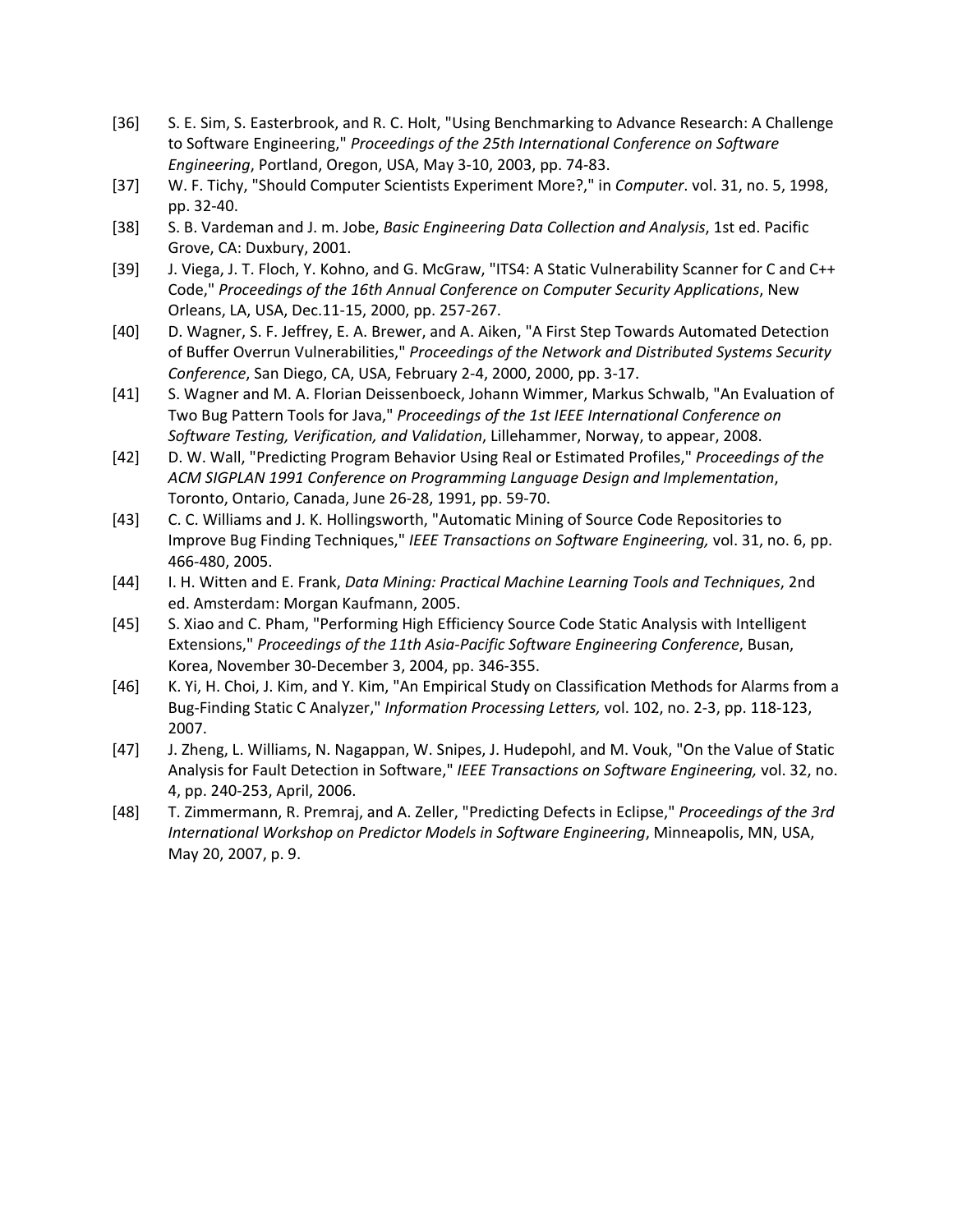[36] S. E. Sim, S. Easterbrook, and R. C. Holt, "Using Benchmarking to Advance Research: A Challenge to Software Engineering," *Proceedings of the 25th International Conference on Software Engineering*, Portland, Oregon, USA, May 3-10, 2003, pp. 74-83.

[37] W. F. Tichy, "Should Computer Scientists Experiment More?," in *Computer*. vol. 31, no. 5, 1998, pp. 32-40.

[38] S. B. Vardeman and J. m. Jobe, *Basic Engineering Data Collection and Analysis*, 1st ed. Pacific Grove, CA: Duxbury, 2001.

[39] J. Viega, J. T. Floch, Y. Kohno, and G. McGraw, "ITS4: A Static Vulnerability Scanner for C and C++ Code," *Proceedings of the 16th Annual Conference on Computer Security Applications*, New Orleans, LA, USA, Dec.11-15, 2000, pp. 257-267.

[40] D. Wagner, S. F. Jeffrey, E. A. Brewer, and A. Aiken, "A First Step Towards Automated Detection of Buffer Overrun Vulnerabilities," *Proceedings of the Network and Distributed Systems Security Conference*, San Diego, CA, USA, February 2-4, 2000, 2000, pp. 3-17.

[41] S. Wagner and M. A. Florian Deissenboeck, Johann Wimmer, Markus Schwalb, "An Evaluation of Two Bug Pattern Tools for Java," *Proceedings of the 1st IEEE International Conference on Software Testing, Verification, and Validation*, Lillehammer, Norway, to appear, 2008.

[42] D. W. Wall, "Predicting Program Behavior Using Real or Estimated Profiles," *Proceedings of the ACM SIGPLAN 1991 Conference on Programming Language Design and Implementation*, Toronto, Ontario, Canada, June 26-28, 1991, pp. 59-70.

[43] C. C. Williams and J. K. Hollingsworth, "Automatic Mining of Source Code Repositories to Improve Bug Finding Techniques," *IEEE Transactions on Software Engineering,* vol. 31, no. 6, pp. 466-480, 2005.

[44] I. H. Witten and E. Frank, *Data Mining: Practical Machine Learning Tools and Techniques*, 2nd ed. Amsterdam: Morgan Kaufmann, 2005.

[45] S. Xiao and C. Pham, "Performing High Efficiency Source Code Static Analysis with Intelligent Extensions," *Proceedings of the 11th Asia-Pacific Software Engineering Conference*, Busan, Korea, November 30-December 3, 2004, pp. 346-355.

[46] K. Yi, H. Choi, J. Kim, and Y. Kim, "An Empirical Study on Classification Methods for Alarms from a Bug-Finding Static C Analyzer," *Information Processing Letters,* vol. 102, no. 2-3, pp. 118-123, 2007.

[47] J. Zheng, L. Williams, N. Nagappan, W. Snipes, J. Hudepohl, and M. Vouk, "On the Value of Static Analysis for Fault Detection in Software," *IEEE Transactions on Software Engineering,* vol. 32, no. 4, pp. 240-253, April, 2006.

[48] T. Zimmermann, R. Premraj, and A. Zeller, "Predicting Defects in Eclipse," *Proceedings of the 3rd International Workshop on Predictor Models in Software Engineering*, Minneapolis, MN, USA, May 20, 2007, p. 9.